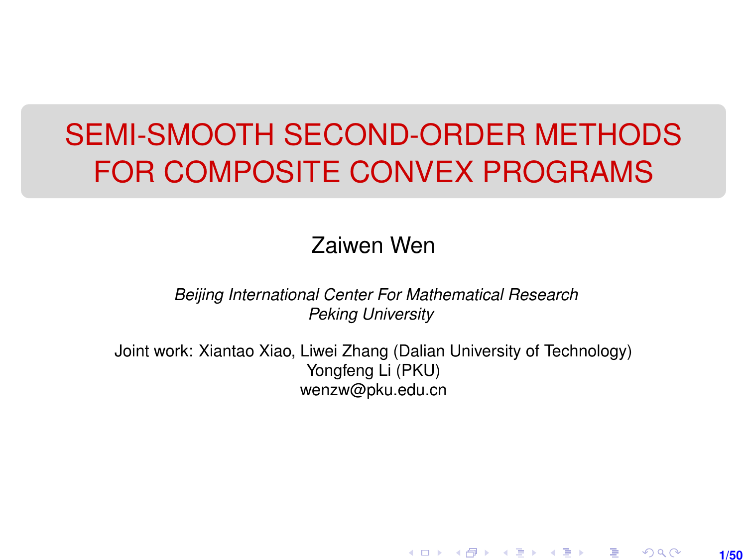# SEMI-SMOOTH SECOND-ORDER METHODS FOR COMPOSITE CONVEX PROGRAMS

Zaiwen Wen

*Beijing International Center For Mathematical Research*
*Peking University*

Joint work: Xiantao Xiao, Liwei Zhang (Dalian University of Technology)
Yongfeng Li (PKU)
wenzw@pku.edu.cn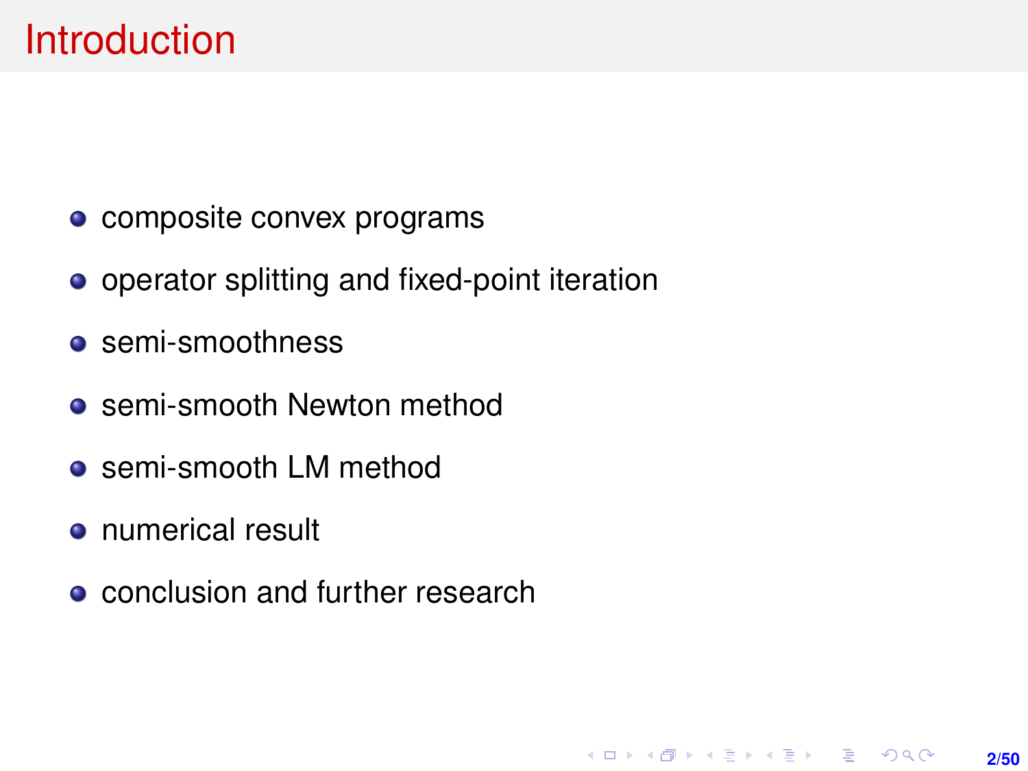# Introduction

- composite convex programs
- operator splitting and fixed-point iteration
- semi-smoothness
- semi-smooth Newton method
- semi-smooth LM method
- numerical result
- conclusion and further research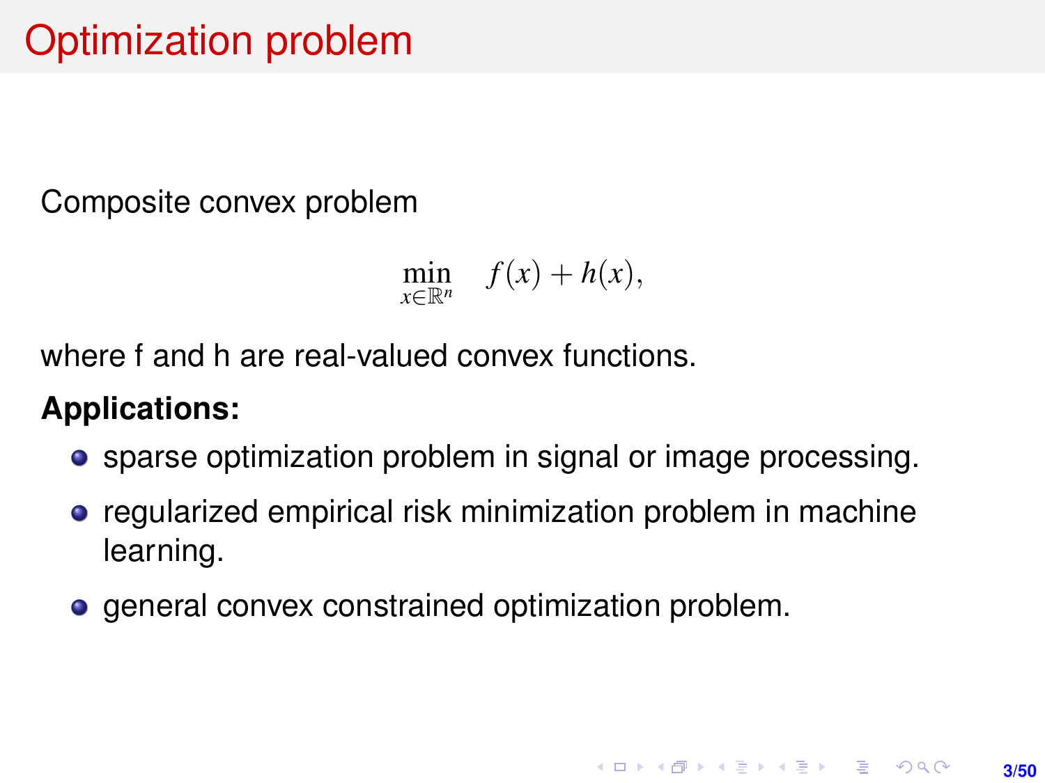# Optimization problem

Composite convex problem

$$\min_{x \in \mathbb{R}^n} \quad f(x) + h(x),$$

where f and h are real-valued convex functions.

**Applications:**

- sparse optimization problem in signal or image processing.
- regularized empirical risk minimization problem in machine learning.
- general convex constrained optimization problem.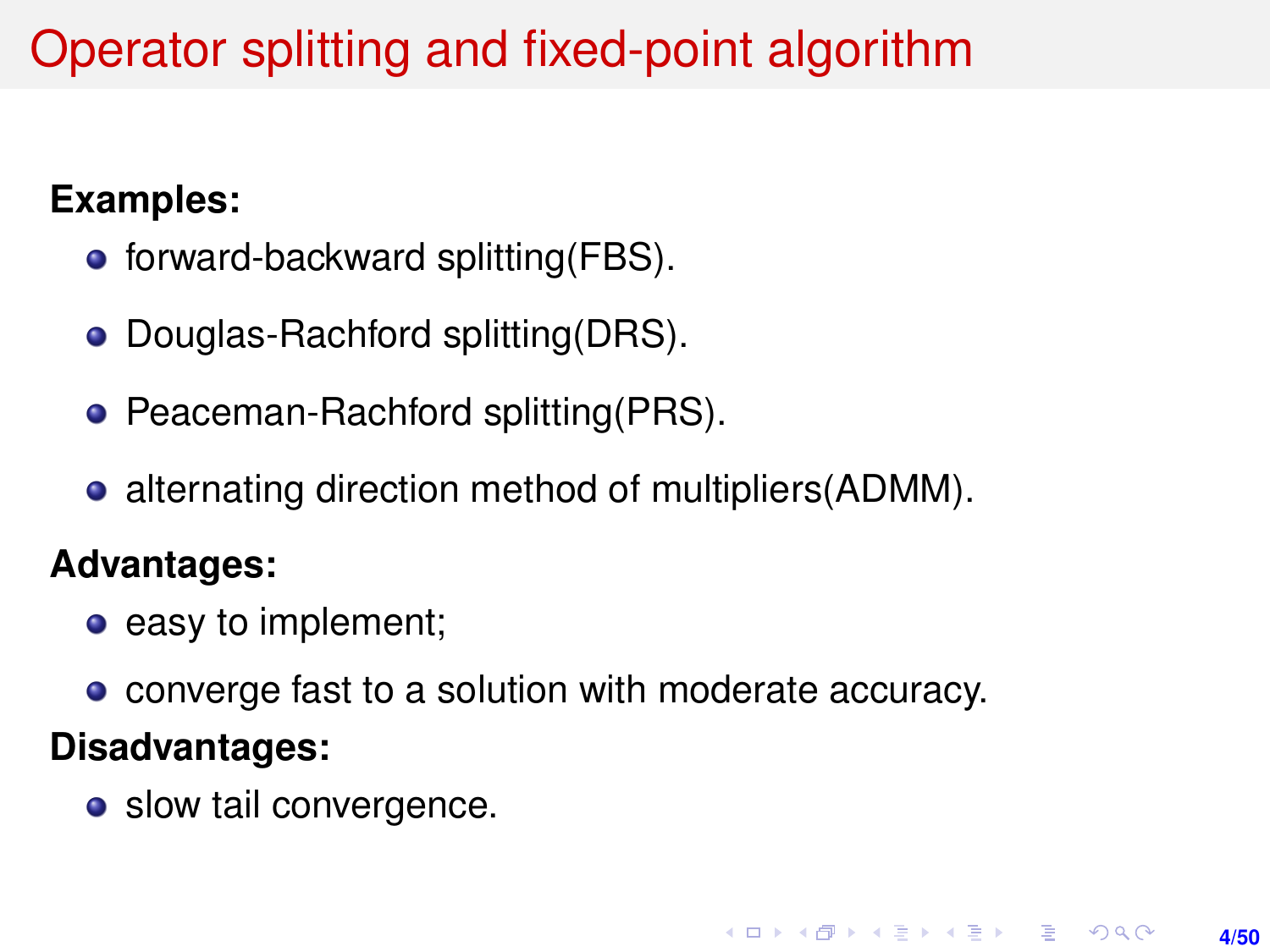# Operator splitting and fixed-point algorithm

**Examples:**

- forward-backward splitting(FBS).
- Douglas-Rachford splitting(DRS).
- Peaceman-Rachford splitting(PRS).
- alternating direction method of multipliers(ADMM).

**Advantages:**

- easy to implement;
- converge fast to a solution with moderate accuracy.

**Disadvantages:**

- slow tail convergence.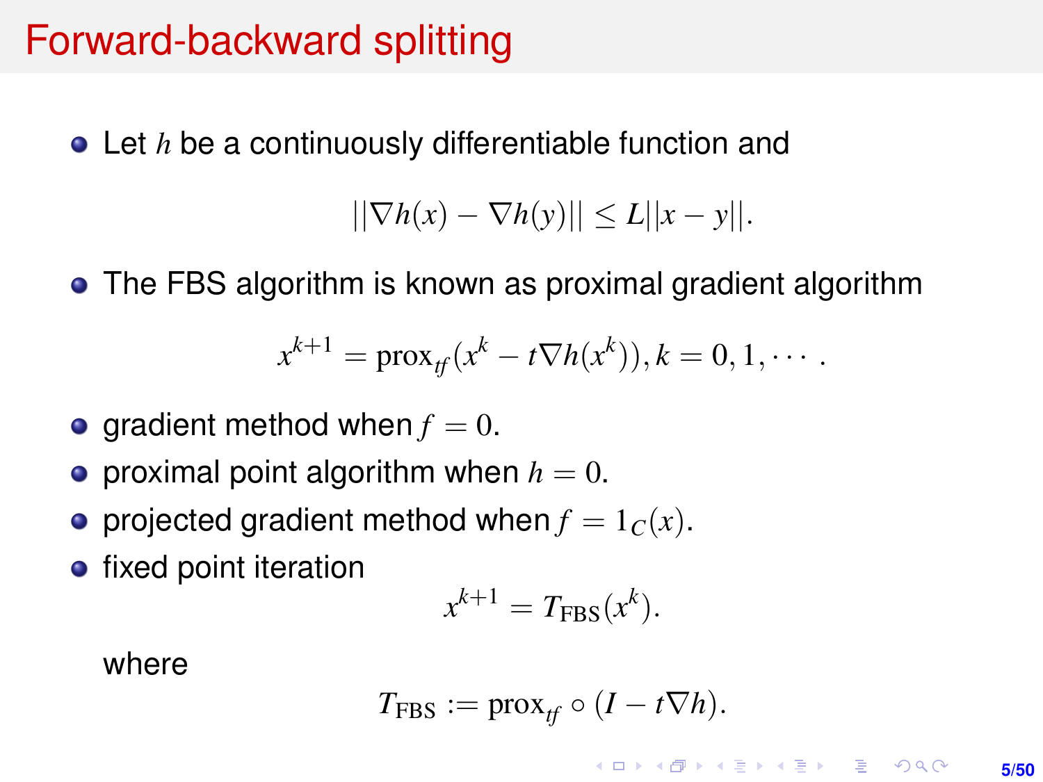# Forward-backward splitting

- Let $h$ be a continuously differentiable function and

$$||\nabla h(x) - \nabla h(y)|| \leq L||x - y||.$$

- The FBS algorithm is known as proximal gradient algorithm

$$x^{k+1} = \mathrm{prox}_{tf}(x^k - t\nabla h(x^k)), k = 0, 1, \cdots .$$

- gradient method when $f = 0$.
- proximal point algorithm when $h = 0$.
- projected gradient method when $f = 1_C(x)$.
- fixed point iteration

$$x^{k+1} = T_{\mathrm{FBS}}(x^k).$$

  where

$$T_{\mathrm{FBS}} := \mathrm{prox}_{tf} \circ (I - t\nabla h).$$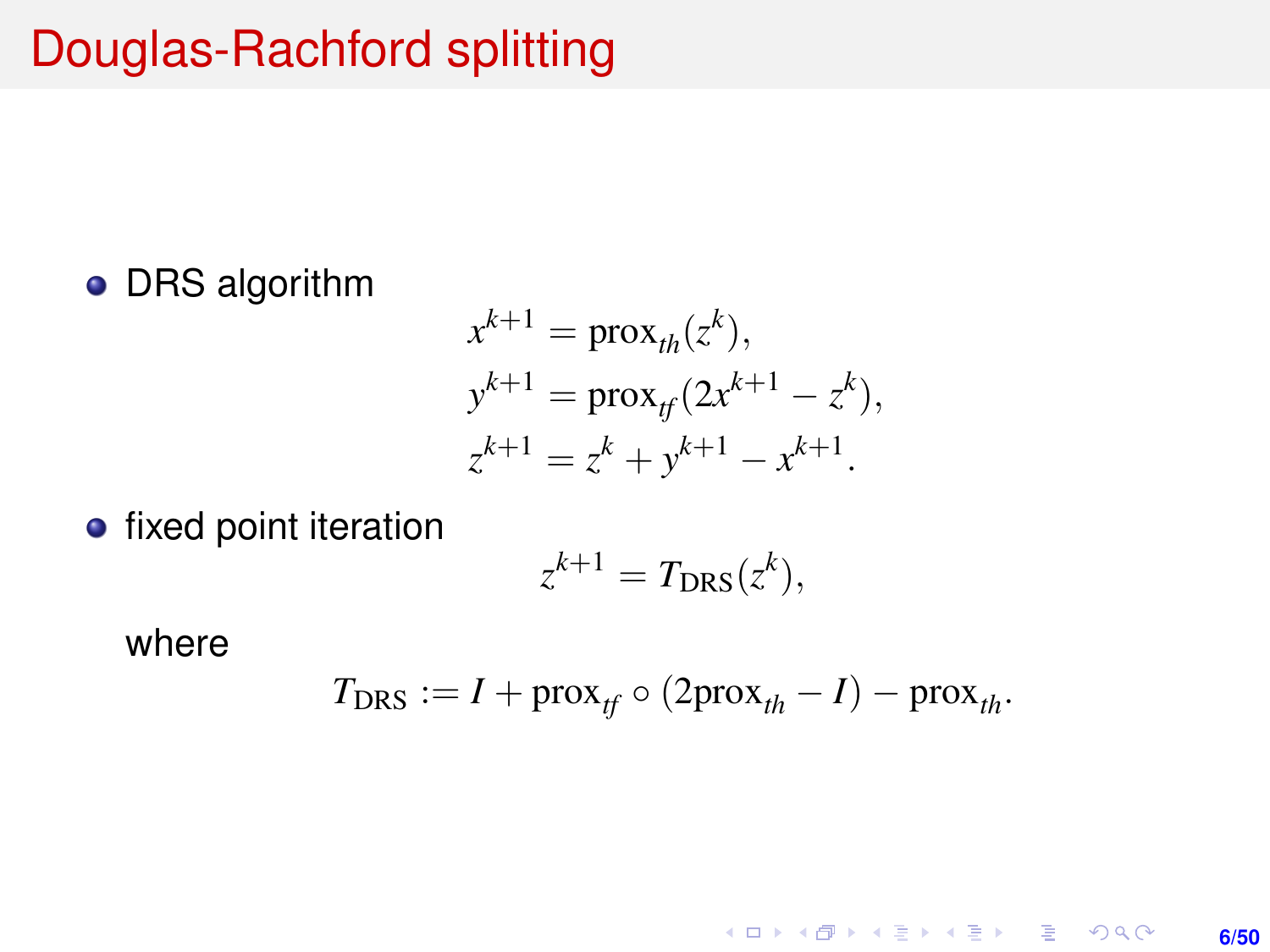# Douglas-Rachford splitting

- DRS algorithm

$$
\begin{aligned}
x^{k+1} &= \mathrm{prox}_{th}(z^k), \\
y^{k+1} &= \mathrm{prox}_{tf}(2x^{k+1} - z^k), \\
z^{k+1} &= z^k + y^{k+1} - x^{k+1}.
\end{aligned}
$$

- fixed point iteration

$$
z^{k+1} = T_{\mathrm{DRS}}(z^k),
$$

where

$$
T_{\mathrm{DRS}} := I + \mathrm{prox}_{tf} \circ (2\mathrm{prox}_{th} - I) - \mathrm{prox}_{th}.
$$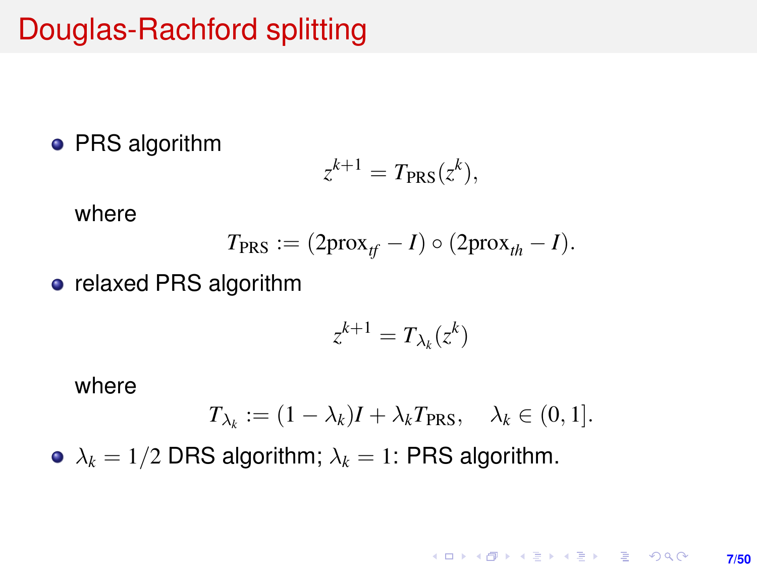# Douglas-Rachford splitting

- PRS algorithm

$$z^{k+1} = T_{\text{PRS}}(z^k),$$

where

$$T_{\text{PRS}} := (2\text{prox}_{tf} - I) \circ (2\text{prox}_{th} - I).$$

- relaxed PRS algorithm

$$z^{k+1} = T_{\lambda_k}(z^k)$$

where

$$T_{\lambda_k} := (1 - \lambda_k)I + \lambda_k T_{\text{PRS}}, \quad \lambda_k \in (0, 1].$$

- $\lambda_k = 1/2$ DRS algorithm; $\lambda_k = 1$: PRS algorithm.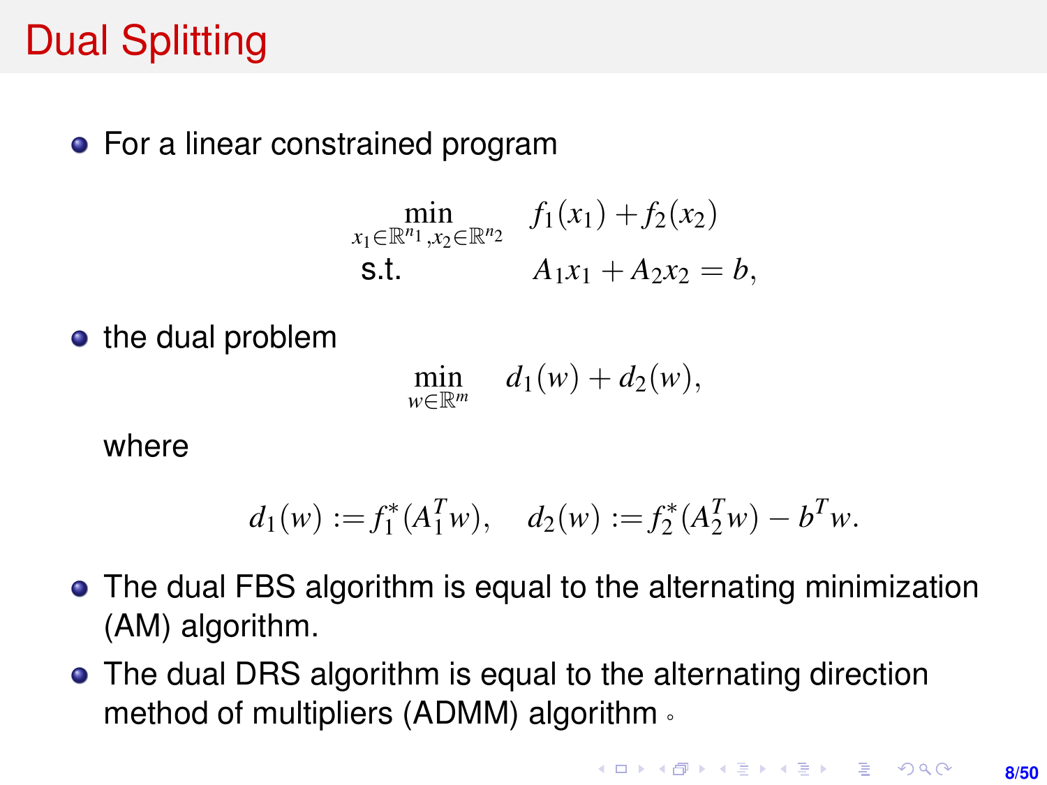# Dual Splitting

- For a linear constrained program

$$
\begin{aligned}
\min_{x_1 \in \mathbb{R}^{n_1}, x_2 \in \mathbb{R}^{n_2}} \quad & f_1(x_1) + f_2(x_2) \\
\text{s.t.} \quad & A_1 x_1 + A_2 x_2 = b,
\end{aligned}
$$

- the dual problem

$$
\min_{w \in \mathbb{R}^m} \quad d_1(w) + d_2(w),
$$

  where

$$
d_1(w) := f_1^*(A_1^T w), \quad d_2(w) := f_2^*(A_2^T w) - b^T w.
$$

- The dual FBS algorithm is equal to the alternating minimization (AM) algorithm.
- The dual DRS algorithm is equal to the alternating direction method of multipliers (ADMM) algorithm 。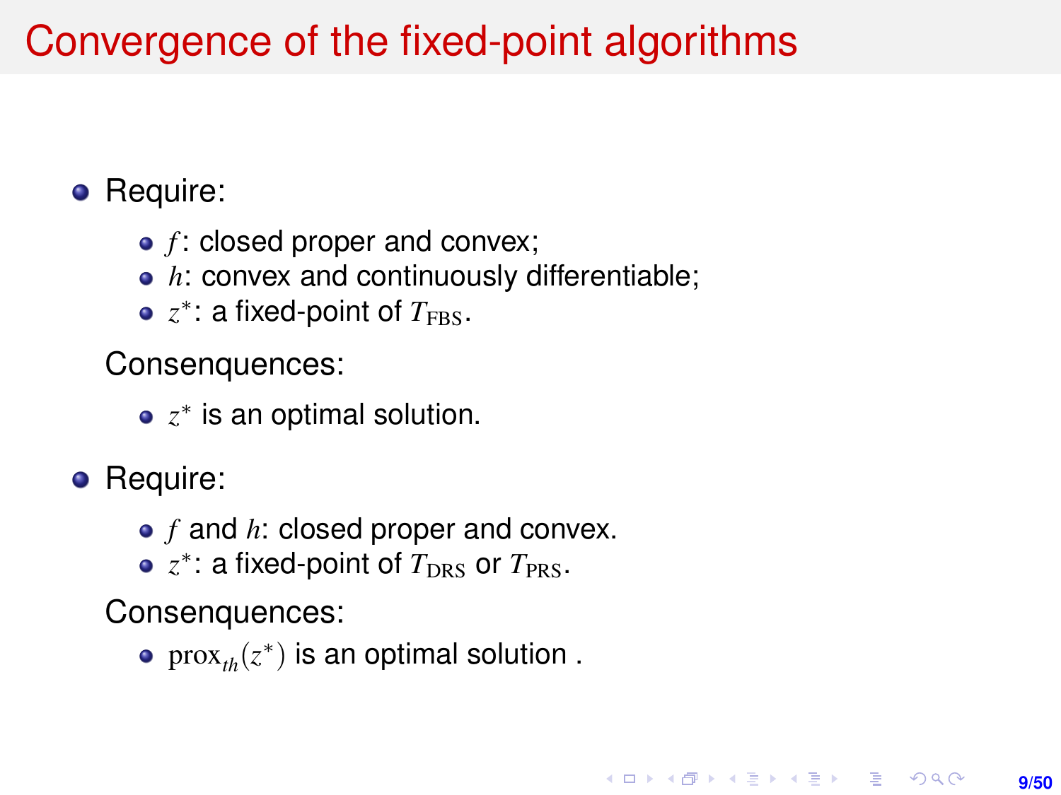# Convergence of the fixed-point algorithms

- Require:
  - $f$: closed proper and convex;
  - $h$: convex and continuously differentiable;
  - $z^*$: a fixed-point of $T_{\text{FBS}}$.

  Consenquences:
  - $z^*$ is an optimal solution.

- Require:
  - $f$ and $h$: closed proper and convex.
  - $z^*$: a fixed-point of $T_{\text{DRS}}$ or $T_{\text{PRS}}$.

  Consenquences:
  - $\text{prox}_{th}(z^*)$ is an optimal solution .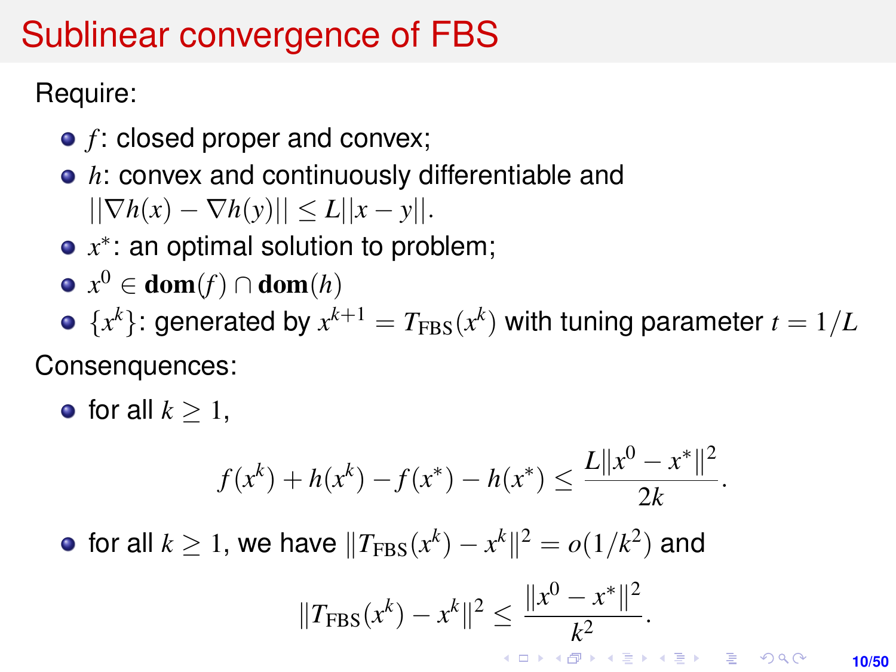# Sublinear convergence of FBS

Require:

- $f$: closed proper and convex;
- $h$: convex and continuously differentiable and $||\nabla h(x) - \nabla h(y)|| \leq L||x - y||$.
- $x^*$: an optimal solution to problem;
- $x^0 \in \mathbf{dom}(f) \cap \mathbf{dom}(h)$
- $\{x^k\}$: generated by $x^{k+1} = T_{\text{FBS}}(x^k)$ with tuning parameter $t = 1/L$

Consenquences:

- for all $k \geq 1$,

$$f(x^k) + h(x^k) - f(x^*) - h(x^*) \leq \frac{L\|x^0 - x^*\|^2}{2k}.$$

- for all $k \geq 1$, we have $\|T_{\text{FBS}}(x^k) - x^k\|^2 = o(1/k^2)$ and

$$\|T_{\text{FBS}}(x^k) - x^k\|^2 \leq \frac{\|x^0 - x^*\|^2}{k^2}.$$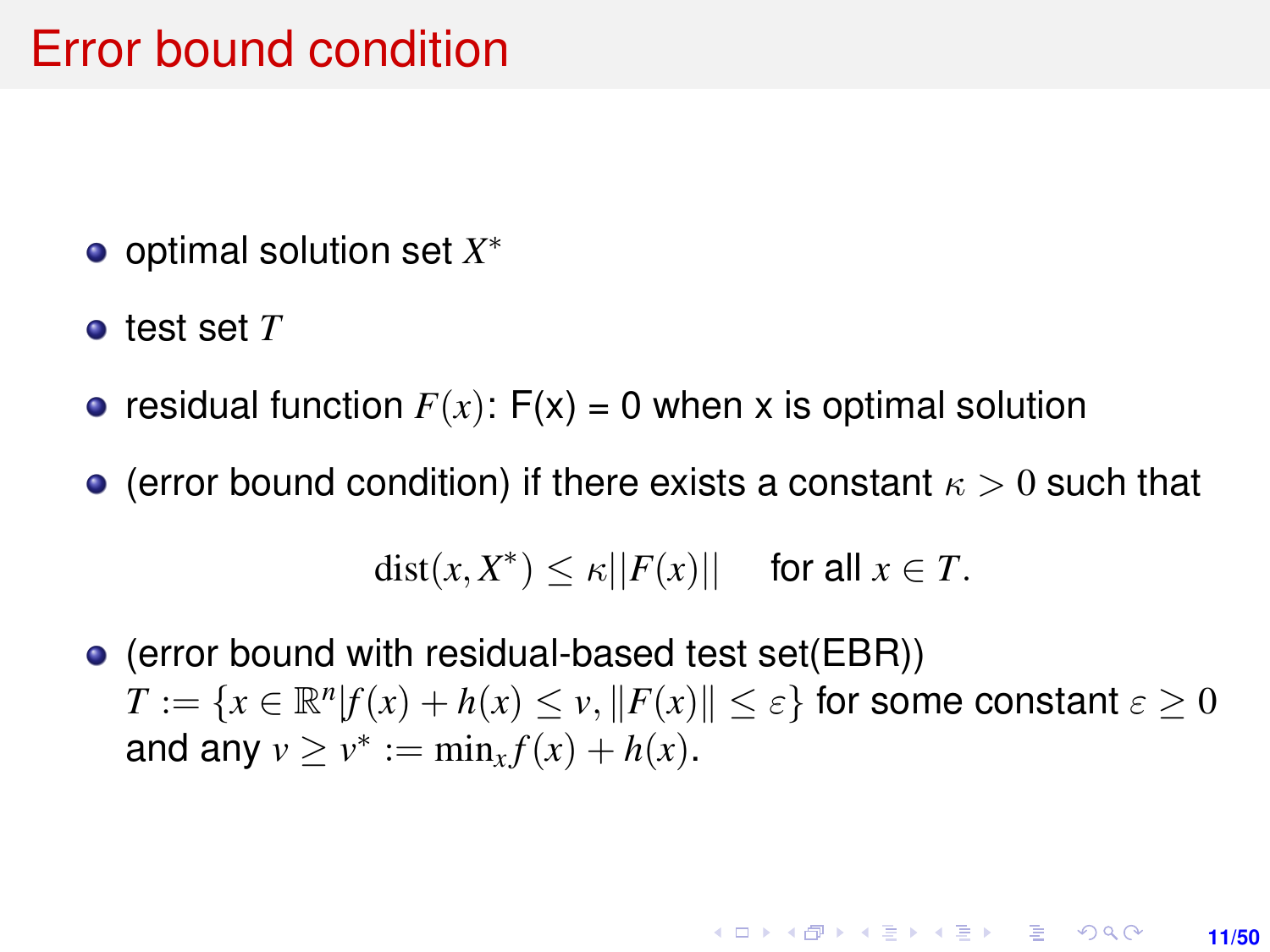# Error bound condition

- optimal solution set $X^*$
- test set $T$
- residual function $F(x)$: F(x) = 0 when x is optimal solution
- (error bound condition) if there exists a constant $\kappa > 0$ such that

$$\text{dist}(x, X^*) \leq \kappa ||F(x)|| \quad \text{for all } x \in T.$$

- (error bound with residual-based test set(EBR))
  $T := \{x \in \mathbb{R}^n | f(x) + h(x) \leq v, \|F(x)\| \leq \varepsilon\}$ for some constant $\varepsilon \geq 0$ and any $v \geq v^* := \min_x f(x) + h(x)$.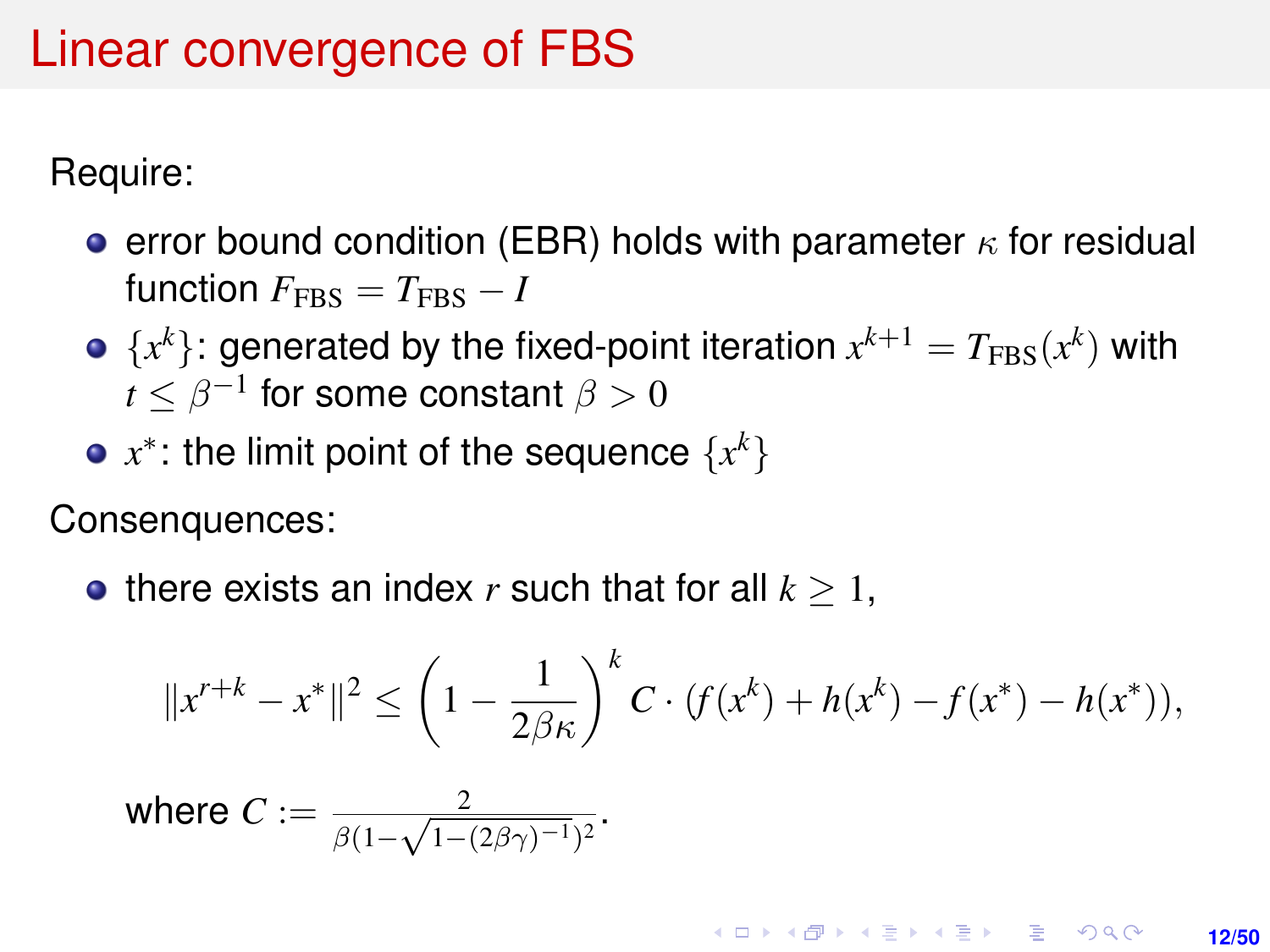# Linear convergence of FBS

Require:

- error bound condition (EBR) holds with parameter $\kappa$ for residual function $F_{\text{FBS}} = T_{\text{FBS}} - I$
- $\{x^k\}$: generated by the fixed-point iteration $x^{k+1} = T_{\text{FBS}}(x^k)$ with $t \leq \beta^{-1}$ for some constant $\beta > 0$
- $x^*$: the limit point of the sequence $\{x^k\}$

Consenquences:

- there exists an index $r$ such that for all $k \geq 1$,

$$\|x^{r+k} - x^*\|^2 \leq \left(1 - \frac{1}{2\beta\kappa}\right)^k C \cdot (f(x^k) + h(x^k) - f(x^*) - h(x^*)),$$

where $C := \frac{2}{\beta(1-\sqrt{1-(2\beta\gamma)^{-1}})^2}$.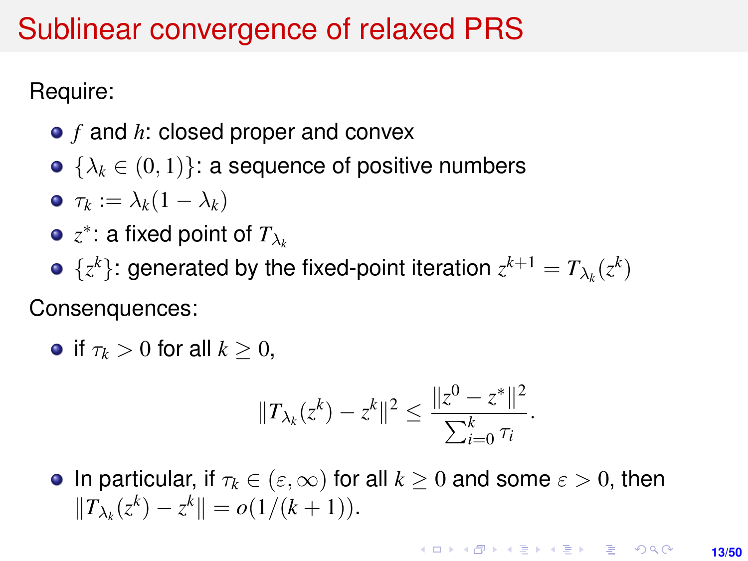# Sublinear convergence of relaxed PRS

Require:

- $f$ and $h$: closed proper and convex
- $\{\lambda_k \in (0,1)\}$: a sequence of positive numbers
- $\tau_k := \lambda_k(1-\lambda_k)$
- $z^*$: a fixed point of $T_{\lambda_k}$
- $\{z^k\}$: generated by the fixed-point iteration $z^{k+1} = T_{\lambda_k}(z^k)$

Consenquences:

- if $\tau_k > 0$ for all $k \geq 0$,

$$\|T_{\lambda_k}(z^k) - z^k\|^2 \leq \frac{\|z^0 - z^*\|^2}{\sum_{i=0}^{k} \tau_i}.$$

- In particular, if $\tau_k \in (\varepsilon, \infty)$ for all $k \geq 0$ and some $\varepsilon > 0$, then $\|T_{\lambda_k}(z^k) - z^k\| = o(1/(k+1))$.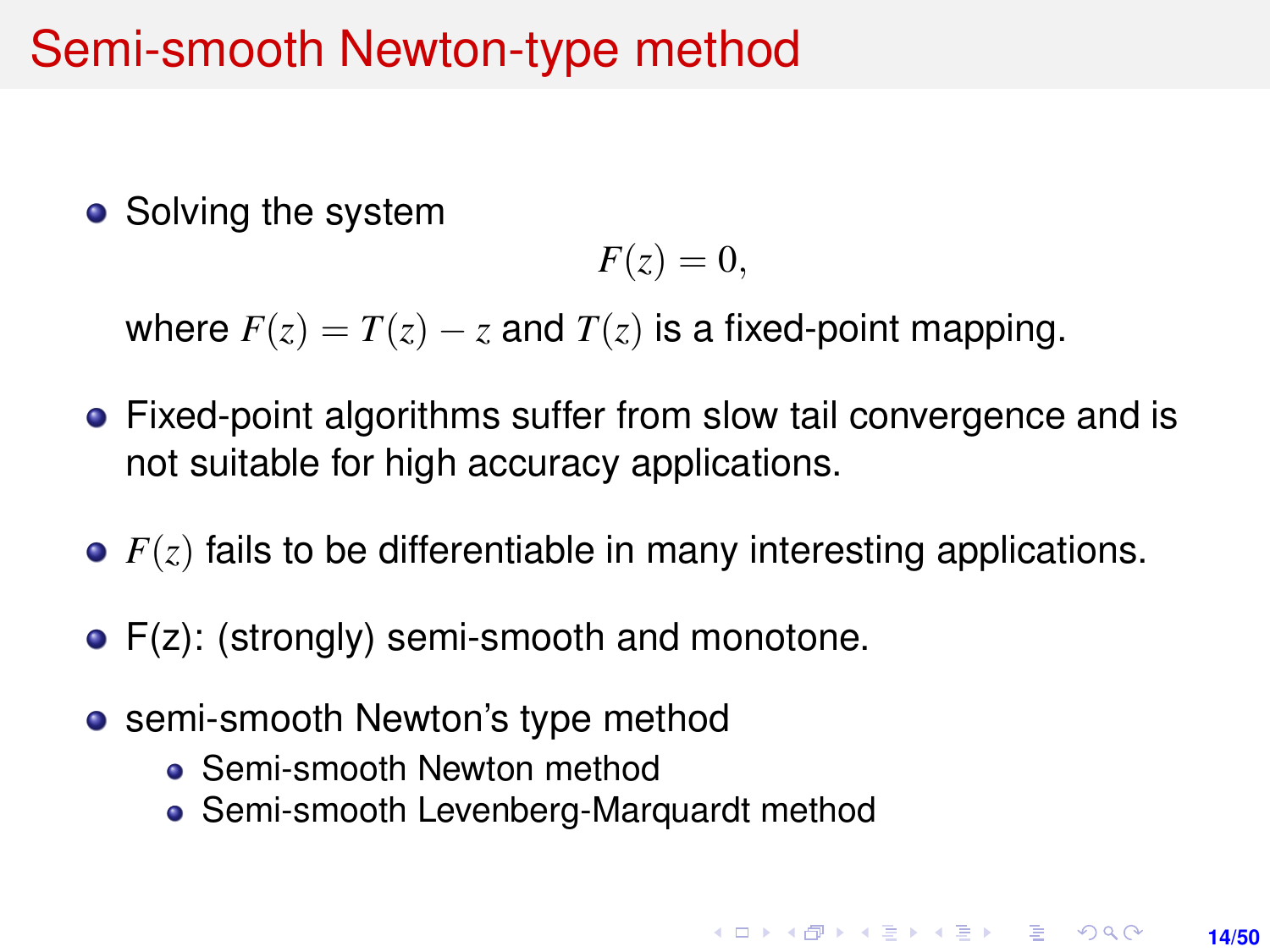# Semi-smooth Newton-type method

- Solving the system

  $$F(z) = 0,$$

  where $F(z) = T(z) - z$ and $T(z)$ is a fixed-point mapping.

- Fixed-point algorithms suffer from slow tail convergence and is not suitable for high accuracy applications.

- $F(z)$ fails to be differentiable in many interesting applications.

- F(z): (strongly) semi-smooth and monotone.

- semi-smooth Newton's type method
  - Semi-smooth Newton method
  - Semi-smooth Levenberg-Marquardt method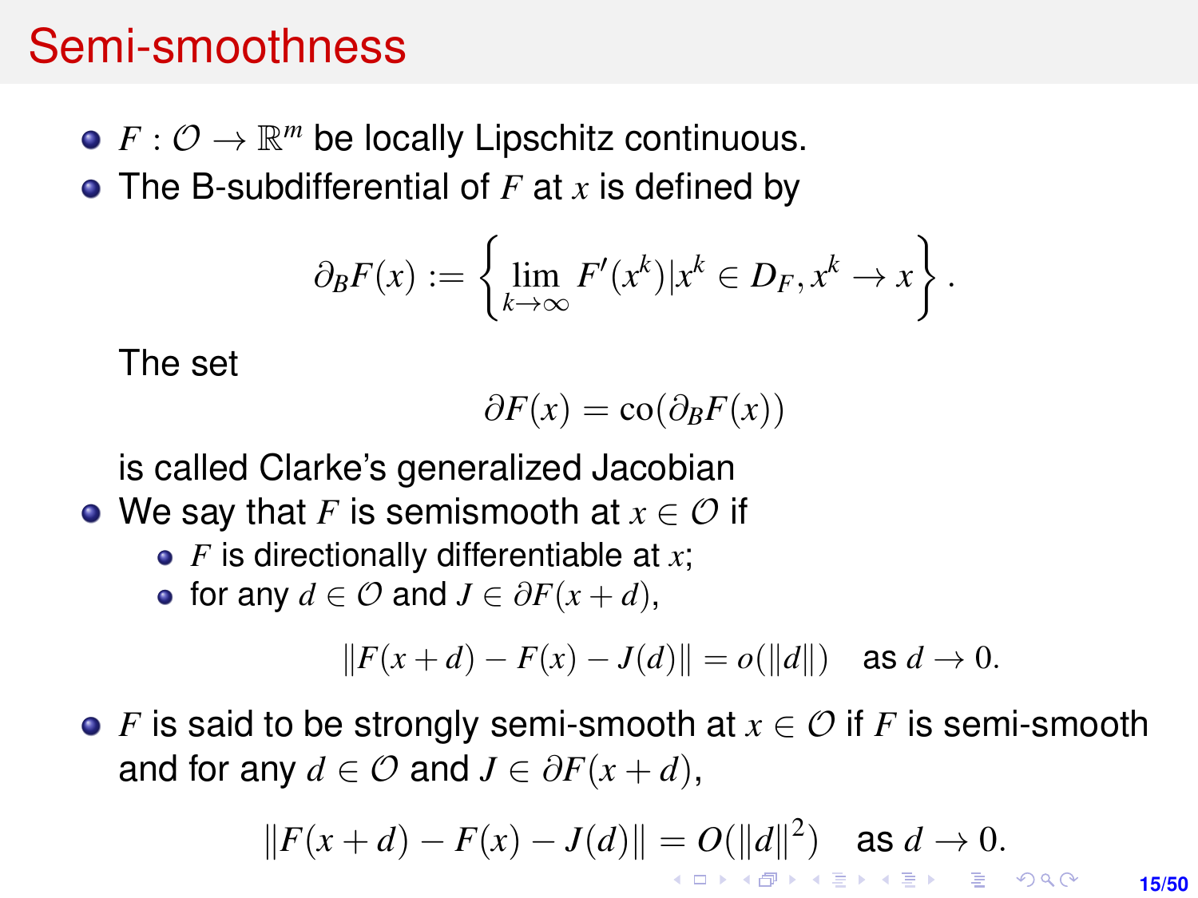# Semi-smoothness

- $F : \mathcal{O} \to \mathbb{R}^m$ be locally Lipschitz continuous.
- The B-subdifferential of $F$ at $x$ is defined by

$$\partial_B F(x) := \left\{ \lim_{k\to\infty} F'(x^k) | x^k \in D_F, x^k \to x \right\}.$$

  The set

$$\partial F(x) = \mathrm{co}(\partial_B F(x))$$

  is called Clarke's generalized Jacobian
- We say that $F$ is semismooth at $x \in \mathcal{O}$ if
  - $F$ is directionally differentiable at $x$;
  - for any $d \in \mathcal{O}$ and $J \in \partial F(x+d)$,

$$\|F(x+d) - F(x) - J(d)\| = o(\|d\|) \quad \text{as } d \to 0.$$

- $F$ is said to be strongly semi-smooth at $x \in \mathcal{O}$ if $F$ is semi-smooth and for any $d \in \mathcal{O}$ and $J \in \partial F(x+d)$,

$$\|F(x+d) - F(x) - J(d)\| = O(\|d\|^2) \quad \text{as } d \to 0.$$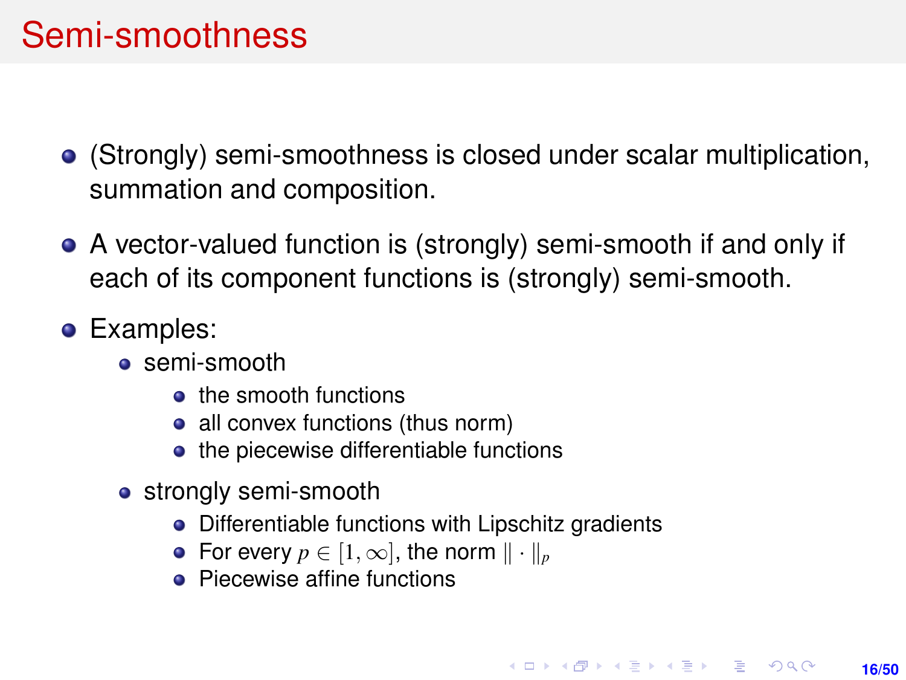# Semi-smoothness

- (Strongly) semi-smoothness is closed under scalar multiplication, summation and composition.
- A vector-valued function is (strongly) semi-smooth if and only if each of its component functions is (strongly) semi-smooth.
- Examples:
  - semi-smooth
    - the smooth functions
    - all convex functions (thus norm)
    - the piecewise differentiable functions
  - strongly semi-smooth
    - Differentiable functions with Lipschitz gradients
    - For every $p \in [1, \infty]$, the norm $\| \cdot \|_p$
    - Piecewise affine functions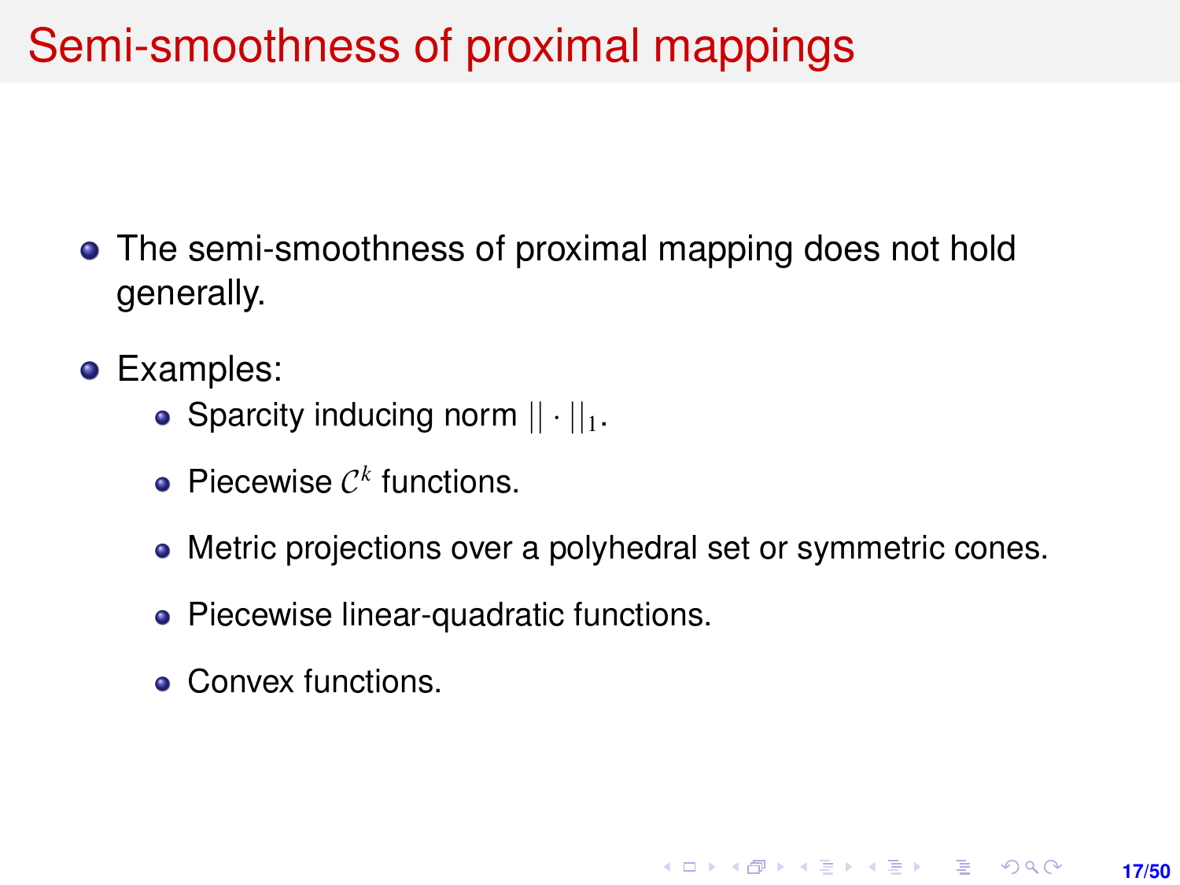# Semi-smoothness of proximal mappings

- The semi-smoothness of proximal mapping does not hold generally.
- Examples:
  - Sparcity inducing norm $|| \cdot ||_1$.
  - Piecewise $\mathcal{C}^k$ functions.
  - Metric projections over a polyhedral set or symmetric cones.
  - Piecewise linear-quadratic functions.
  - Convex functions.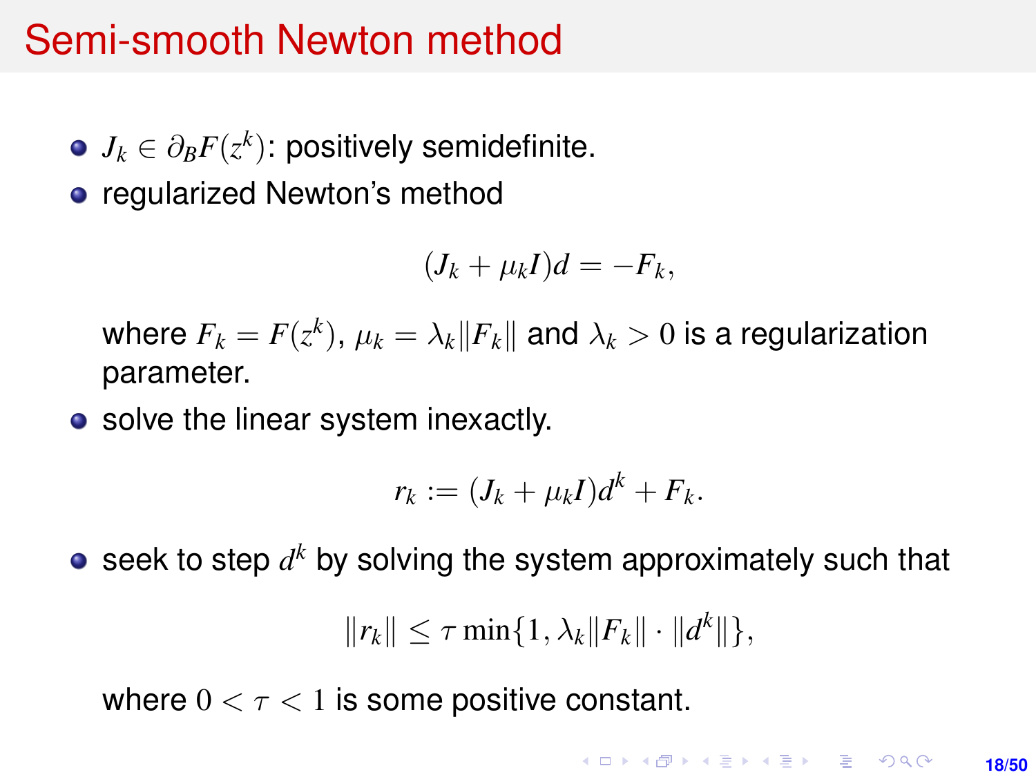# Semi-smooth Newton method

- $J_k \in \partial_B F(z^k)$: positively semidefinite.
- regularized Newton's method

$$(J_k + \mu_k I)d = -F_k,$$

  where $F_k = F(z^k)$, $\mu_k = \lambda_k \|F_k\|$ and $\lambda_k > 0$ is a regularization parameter.

- solve the linear system inexactly.

$$r_k := (J_k + \mu_k I)d^k + F_k.$$

- seek to step $d^k$ by solving the system approximately such that

$$\|r_k\| \leq \tau \min\{1, \lambda_k \|F_k\| \cdot \|d^k\|\},$$

  where $0 < \tau < 1$ is some positive constant.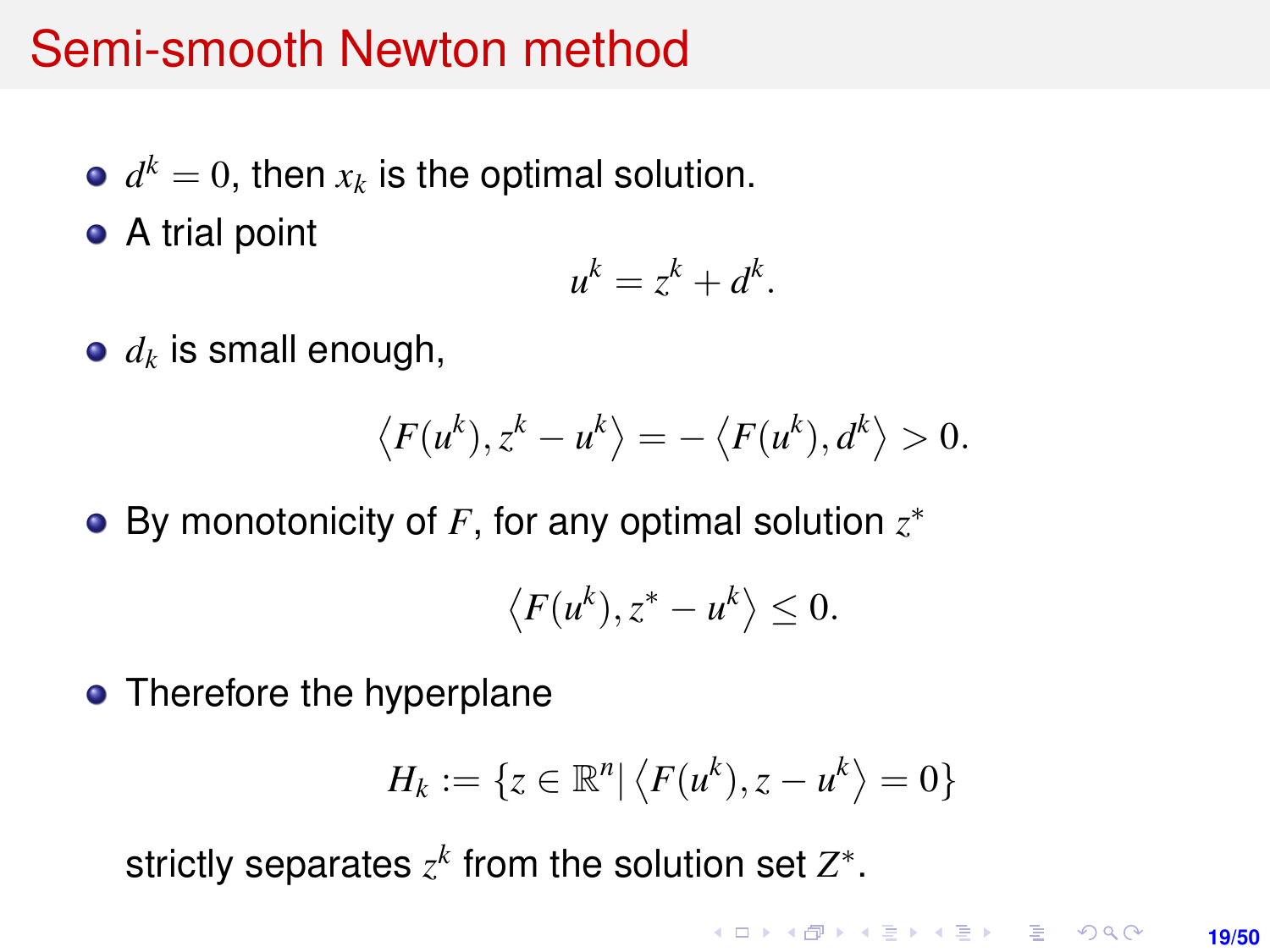# Semi-smooth Newton method

- $d^k = 0$, then $x_k$ is the optimal solution.
- A trial point

$$u^k = z^k + d^k.$$

- $d_k$ is small enough,

$$\langle F(u^k), z^k - u^k \rangle = - \langle F(u^k), d^k \rangle > 0.$$

- By monotonicity of $F$, for any optimal solution $z^*$

$$\langle F(u^k), z^* - u^k \rangle \leq 0.$$

- Therefore the hyperplane

$$H_k := \{z \in \mathbb{R}^n | \langle F(u^k), z - u^k \rangle = 0\}$$

strictly separates $z^k$ from the solution set $Z^*$.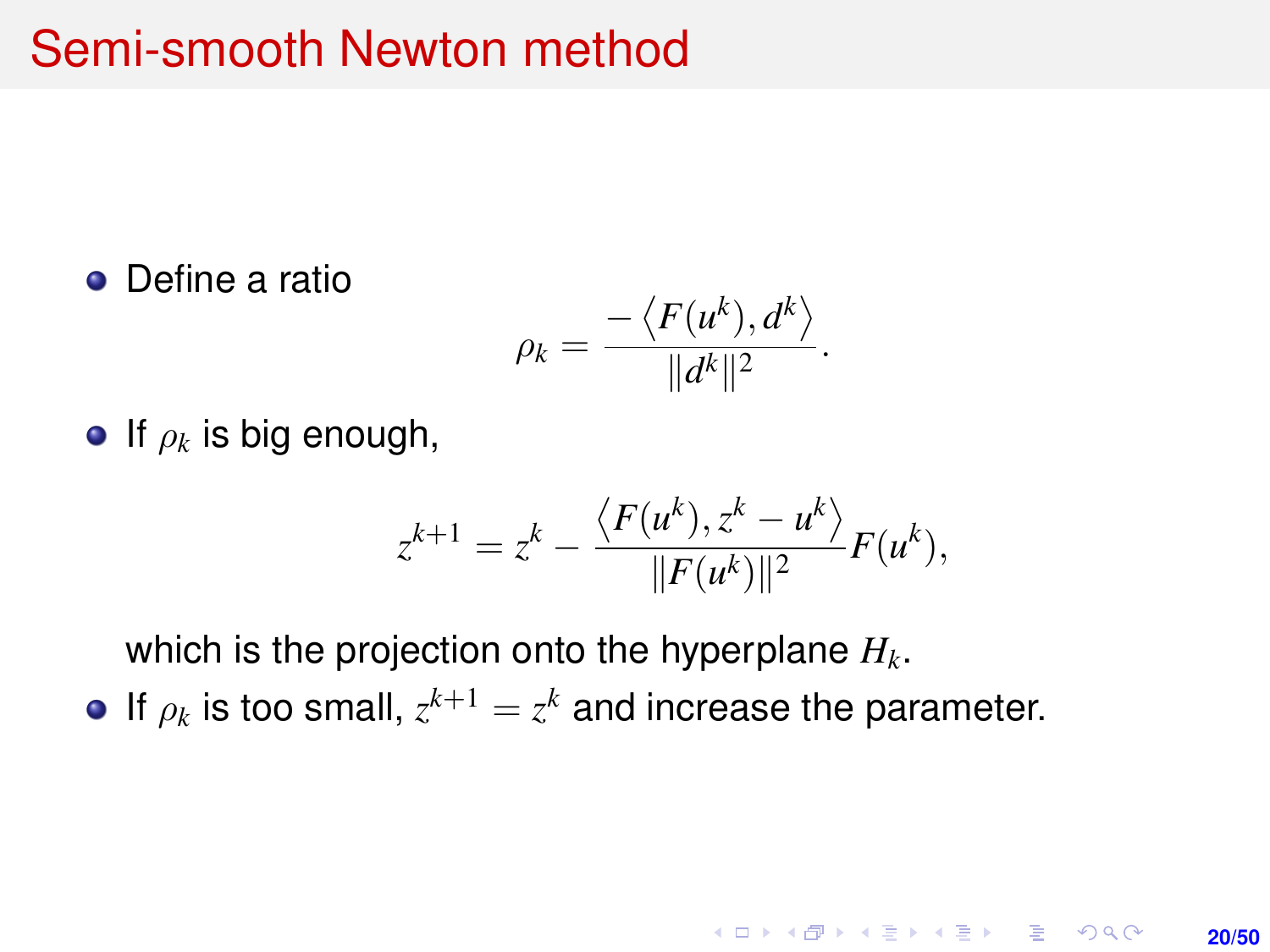# Semi-smooth Newton method

- Define a ratio

$$\rho_k = \frac{-\langle F(u^k), d^k \rangle}{\|d^k\|^2}.$$

- If $\rho_k$ is big enough,

$$z^{k+1} = z^k - \frac{\langle F(u^k), z^k - u^k \rangle}{\|F(u^k)\|^2} F(u^k),$$

  which is the projection onto the hyperplane $H_k$.

- If $\rho_k$ is too small, $z^{k+1} = z^k$ and increase the parameter.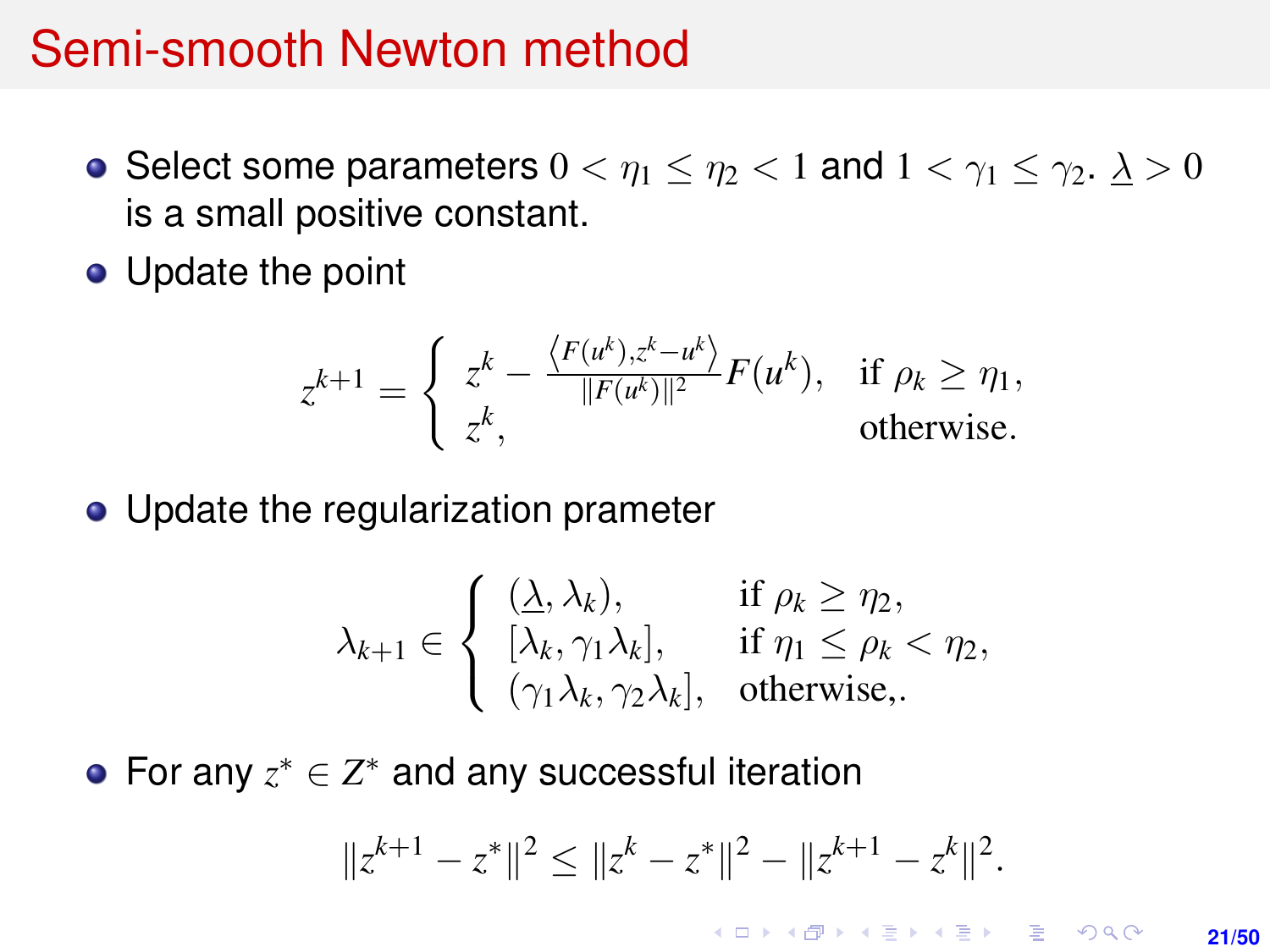# Semi-smooth Newton method

- Select some parameters $0 < \eta_1 \leq \eta_2 < 1$ and $1 < \gamma_1 \leq \gamma_2$. $\underline{\lambda} > 0$ is a small positive constant.
- Update the point

$$
z^{k+1} = \begin{cases} z^k - \frac{\langle F(u^k), z^k - u^k \rangle}{\|F(u^k)\|^2} F(u^k), & \text{if } \rho_k \geq \eta_1, \\ z^k, & \text{otherwise.} \end{cases}
$$

- Update the regularization prameter

$$
\lambda_{k+1} \in \begin{cases} (\underline{\lambda}, \lambda_k), & \text{if } \rho_k \geq \eta_2, \\ [\lambda_k, \gamma_1 \lambda_k], & \text{if } \eta_1 \leq \rho_k < \eta_2, \\ (\gamma_1 \lambda_k, \gamma_2 \lambda_k], & \text{otherwise,.} \end{cases}
$$

- For any $z^* \in Z^*$ and any successful iteration

$$
\|z^{k+1} - z^*\|^2 \leq \|z^k - z^*\|^2 - \|z^{k+1} - z^k\|^2.
$$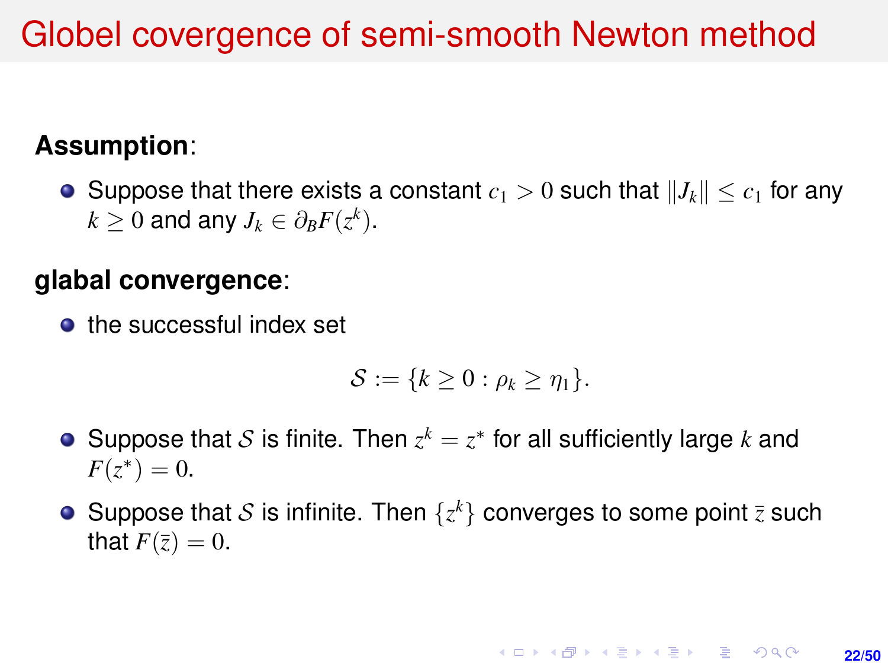# Globel covergence of semi-smooth Newton method

**Assumption**:

- Suppose that there exists a constant $c_1 > 0$ such that $\|J_k\| \leq c_1$ for any $k \geq 0$ and any $J_k \in \partial_B F(z^k)$.

**glabal convergence**:

- the successful index set

$$\mathcal{S} := \{k \geq 0 : \rho_k \geq \eta_1\}.$$

- Suppose that $\mathcal{S}$ is finite. Then $z^k = z^*$ for all sufficiently large $k$ and $F(z^*) = 0$.
- Suppose that $\mathcal{S}$ is infinite. Then $\{z^k\}$ converges to some point $\bar{z}$ such that $F(\bar{z}) = 0$.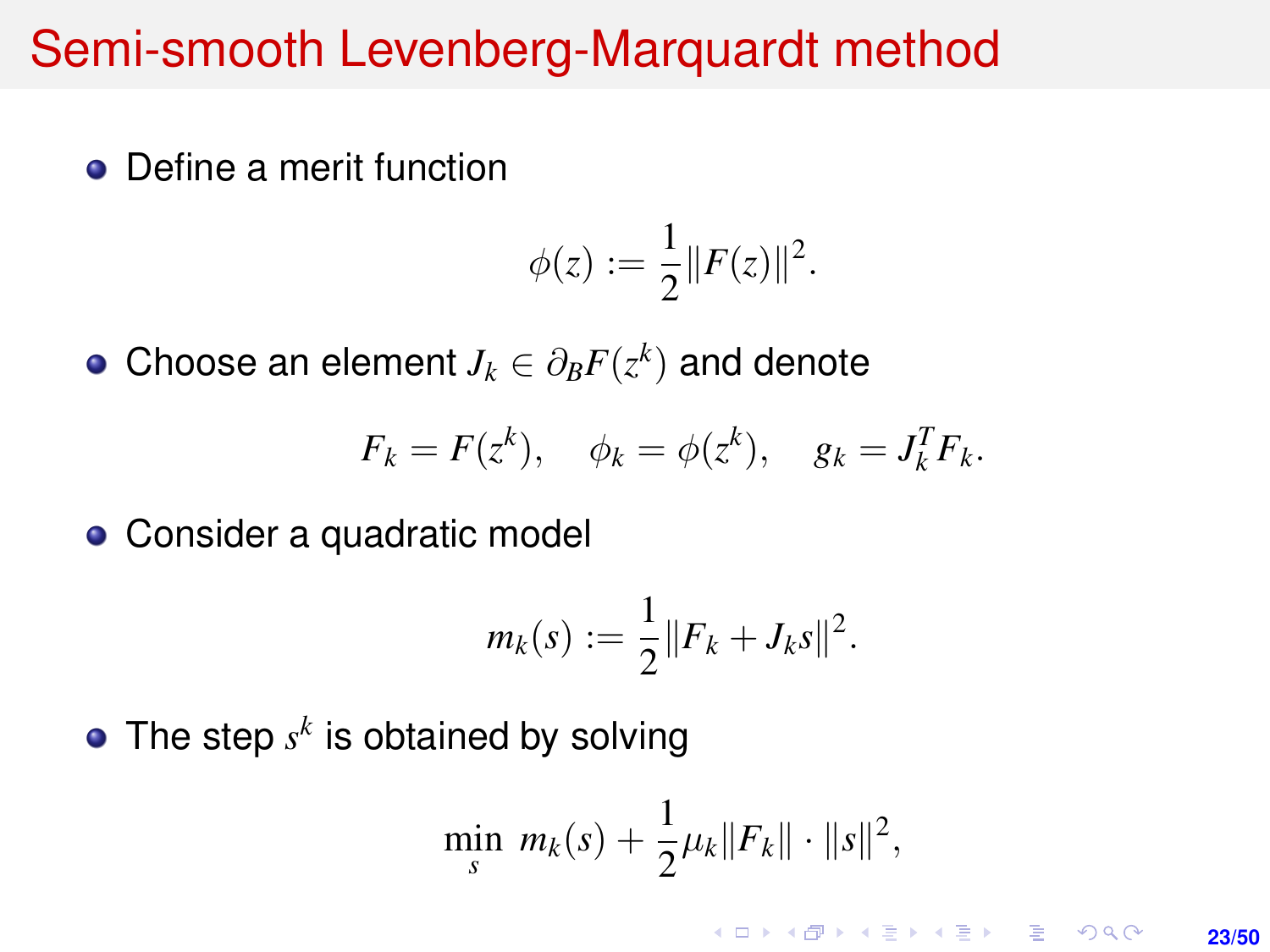# Semi-smooth Levenberg-Marquardt method

- Define a merit function

$$\phi(z) := \frac{1}{2}\|F(z)\|^2.$$

- Choose an element $J_k \in \partial_B F(z^k)$ and denote

$$F_k = F(z^k), \quad \phi_k = \phi(z^k), \quad g_k = J_k^T F_k.$$

- Consider a quadratic model

$$m_k(s) := \frac{1}{2}\|F_k + J_k s\|^2.$$

- The step $s^k$ is obtained by solving

$$\min_s \; m_k(s) + \frac{1}{2}\mu_k \|F_k\| \cdot \|s\|^2,$$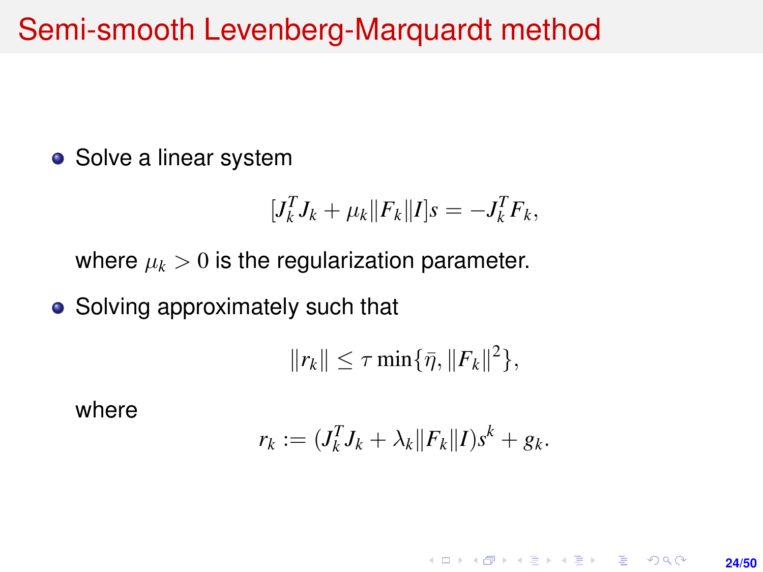# Semi-smooth Levenberg-Marquardt method

- Solve a linear system

$$[J_k^T J_k + \mu_k \|F_k\| I] s = -J_k^T F_k,$$

where $\mu_k > 0$ is the regularization parameter.

- Solving approximately such that

$$\|r_k\| \leq \tau \min\{\bar{\eta}, \|F_k\|^2\},$$

where

$$r_k := (J_k^T J_k + \lambda_k \|F_k\| I) s^k + g_k.$$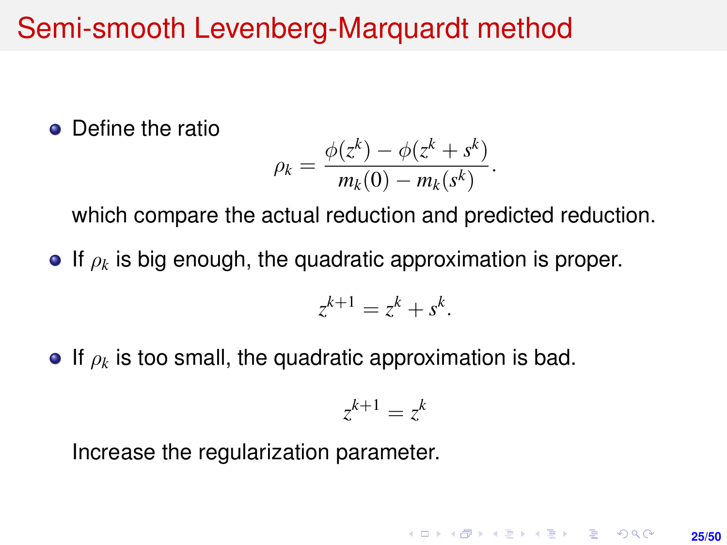# Semi-smooth Levenberg-Marquardt method

- Define the ratio

$$\rho_k = \frac{\phi(z^k) - \phi(z^k + s^k)}{m_k(0) - m_k(s^k)}.$$

  which compare the actual reduction and predicted reduction.

- If $\rho_k$ is big enough, the quadratic approximation is proper.

$$z^{k+1} = z^k + s^k.$$

- If $\rho_k$ is too small, the quadratic approximation is bad.

$$z^{k+1} = z^k$$

  Increase the regularization parameter.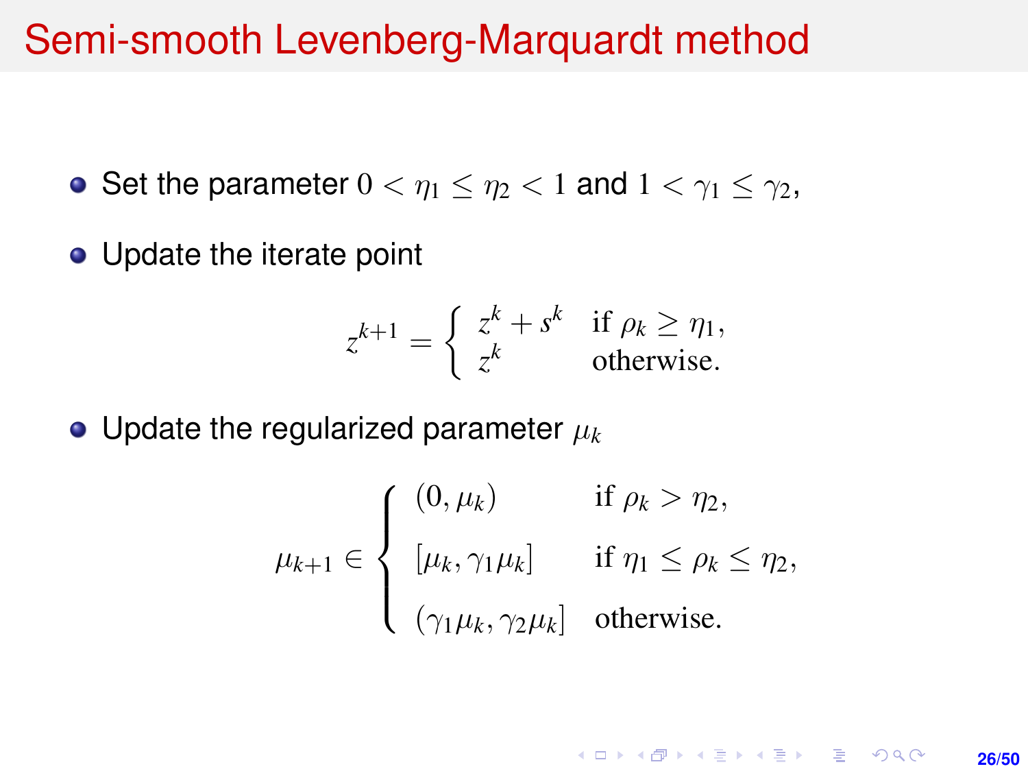# Semi-smooth Levenberg-Marquardt method

- Set the parameter $0 < \eta_1 \leq \eta_2 < 1$ and $1 < \gamma_1 \leq \gamma_2$,
- Update the iterate point

$$
z^{k+1} = \begin{cases} z^k + s^k & \text{if } \rho_k \geq \eta_1, \\ z^k & \text{otherwise.} \end{cases}
$$

- Update the regularized parameter $\mu_k$

$$
\mu_{k+1} \in \begin{cases} (0, \mu_k) & \text{if } \rho_k > \eta_2, \\ [\mu_k, \gamma_1 \mu_k] & \text{if } \eta_1 \leq \rho_k \leq \eta_2, \\ (\gamma_1 \mu_k, \gamma_2 \mu_k] & \text{otherwise.} \end{cases}
$$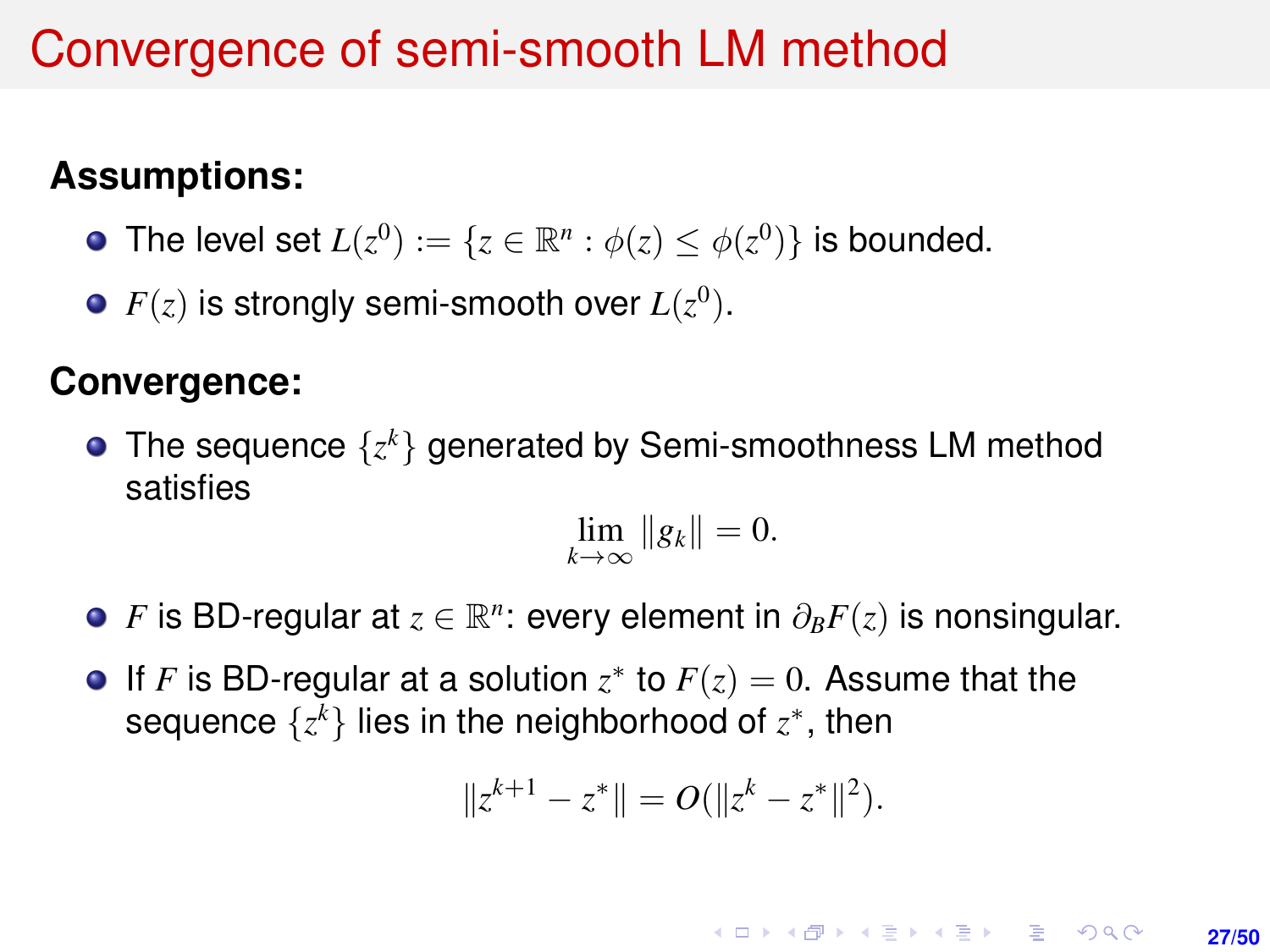# Convergence of semi-smooth LM method

**Assumptions:**

- The level set $L(z^0) := \{z \in \mathbb{R}^n : \phi(z) \leq \phi(z^0)\}$ is bounded.
- $F(z)$ is strongly semi-smooth over $L(z^0)$.

**Convergence:**

- The sequence $\{z^k\}$ generated by Semi-smoothness LM method satisfies

$$\lim_{k\to\infty} \|g_k\| = 0.$$

- $F$ is BD-regular at $z \in \mathbb{R}^n$: every element in $\partial_B F(z)$ is nonsingular.
- If $F$ is BD-regular at a solution $z^*$ to $F(z) = 0$. Assume that the sequence $\{z^k\}$ lies in the neighborhood of $z^*$, then

$$\|z^{k+1} - z^*\| = O(\|z^k - z^*\|^2).$$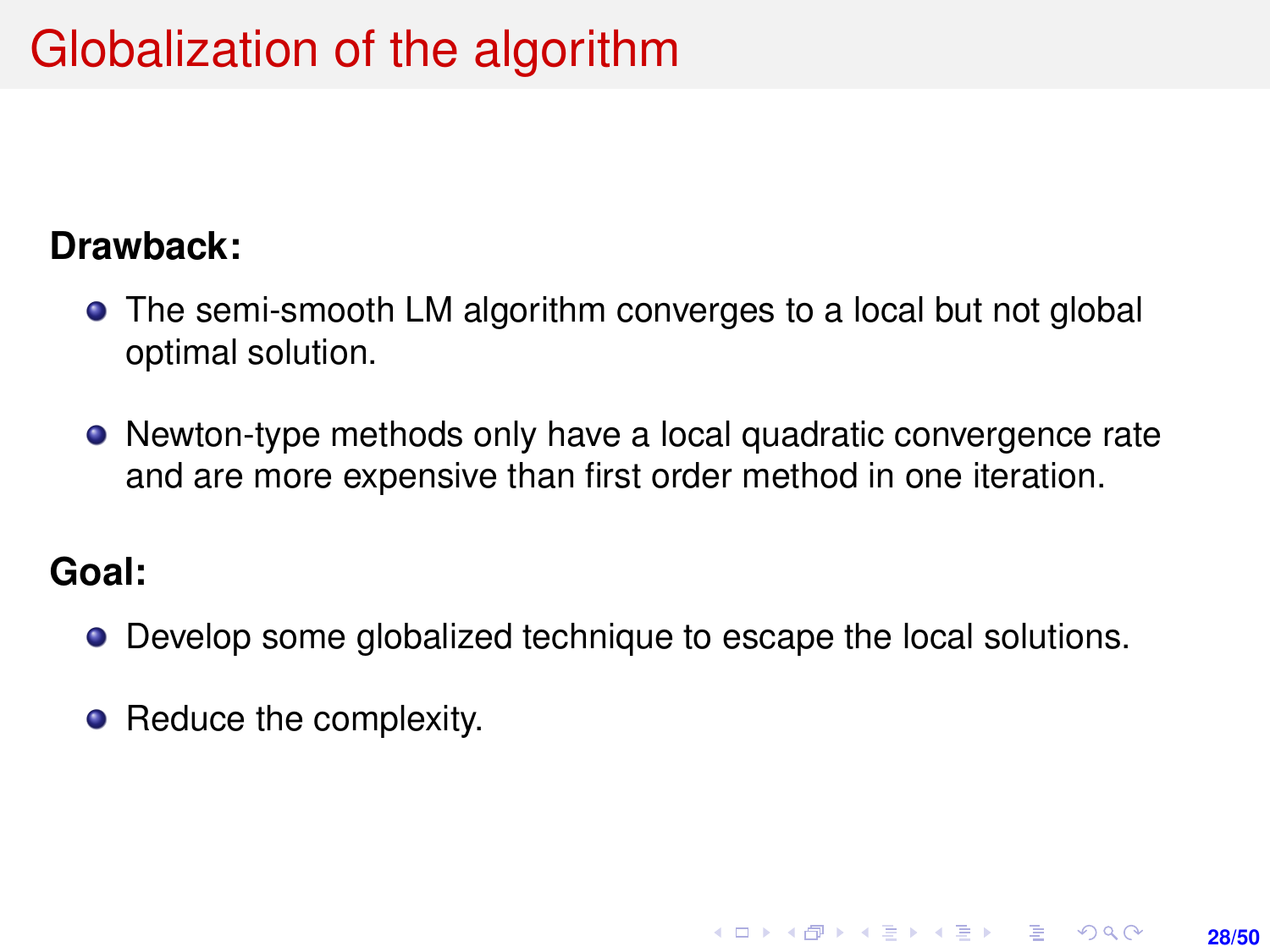# Globalization of the algorithm

**Drawback:**

- The semi-smooth LM algorithm converges to a local but not global optimal solution.
- Newton-type methods only have a local quadratic convergence rate and are more expensive than first order method in one iteration.

**Goal:**

- Develop some globalized technique to escape the local solutions.
- Reduce the complexity.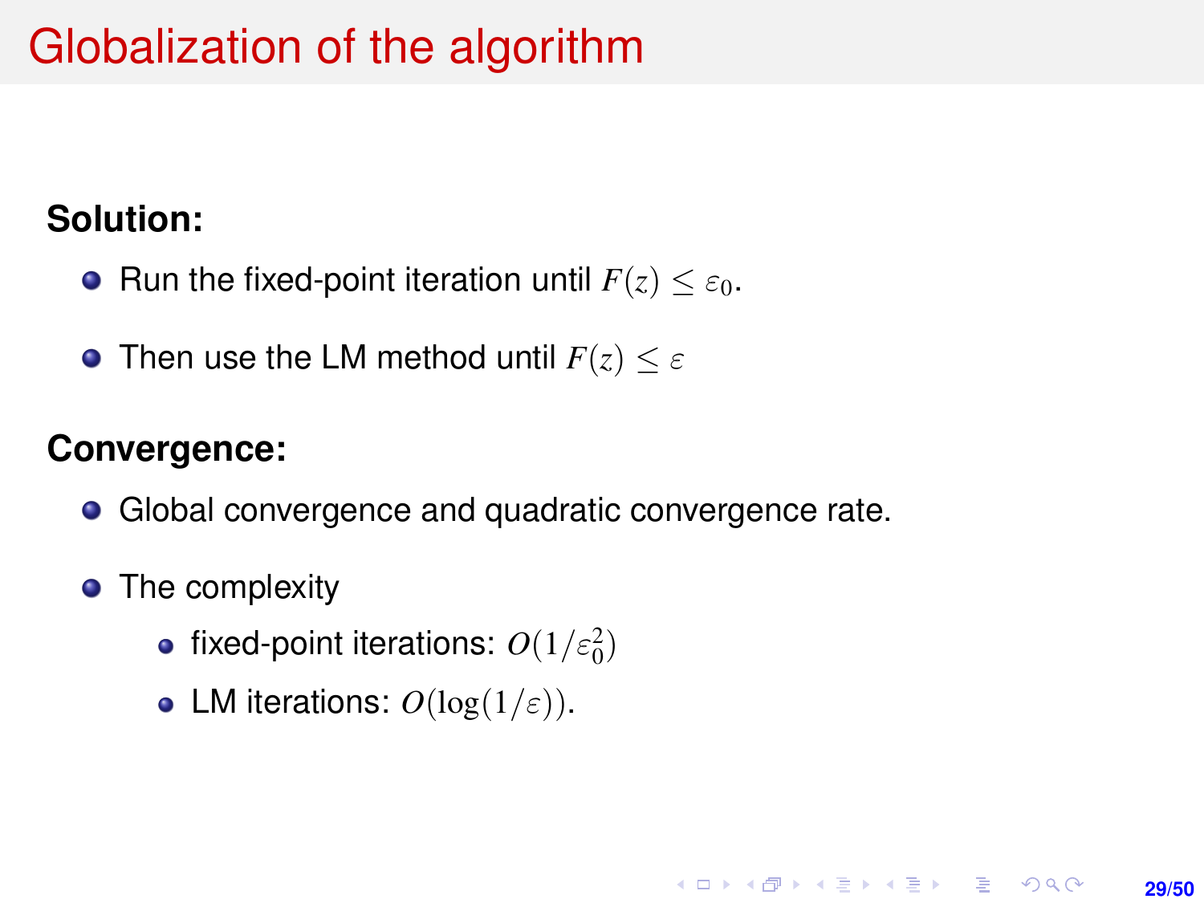# Globalization of the algorithm

**Solution:**

- Run the fixed-point iteration until $F(z) \leq \varepsilon_0$.
- Then use the LM method until $F(z) \leq \varepsilon$

**Convergence:**

- Global convergence and quadratic convergence rate.
- The complexity
  - fixed-point iterations: $O(1/\varepsilon_0^2)$
  - LM iterations: $O(\log(1/\varepsilon))$.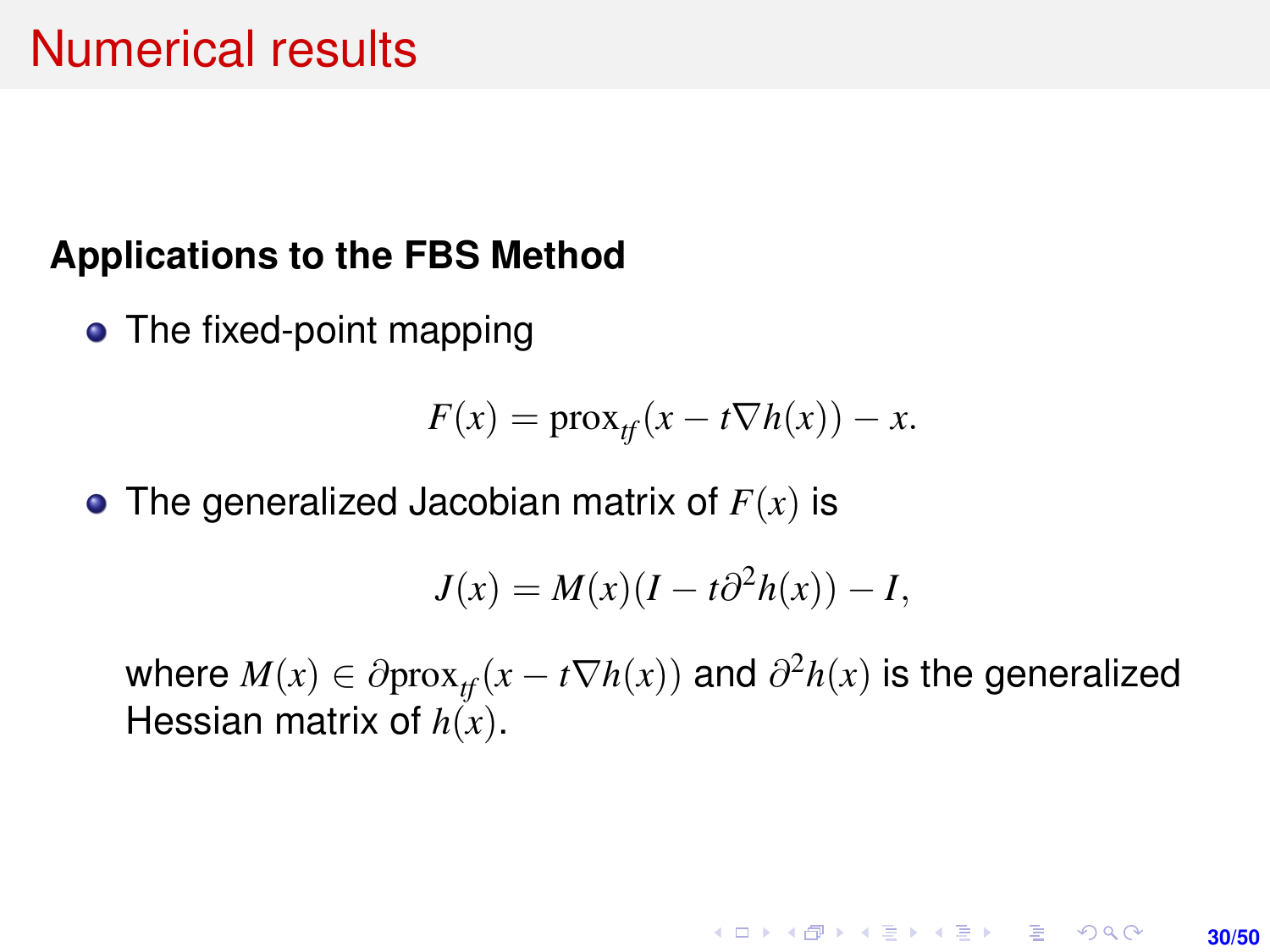# Numerical results

**Applications to the FBS Method**

- The fixed-point mapping

$$F(x) = \mathrm{prox}_{tf}(x - t\nabla h(x)) - x.$$

- The generalized Jacobian matrix of $F(x)$ is

$$J(x) = M(x)(I - t\partial^2 h(x)) - I,$$

where $M(x) \in \partial \mathrm{prox}_{tf}(x - t\nabla h(x))$ and $\partial^2 h(x)$ is the generalized Hessian matrix of $h(x)$.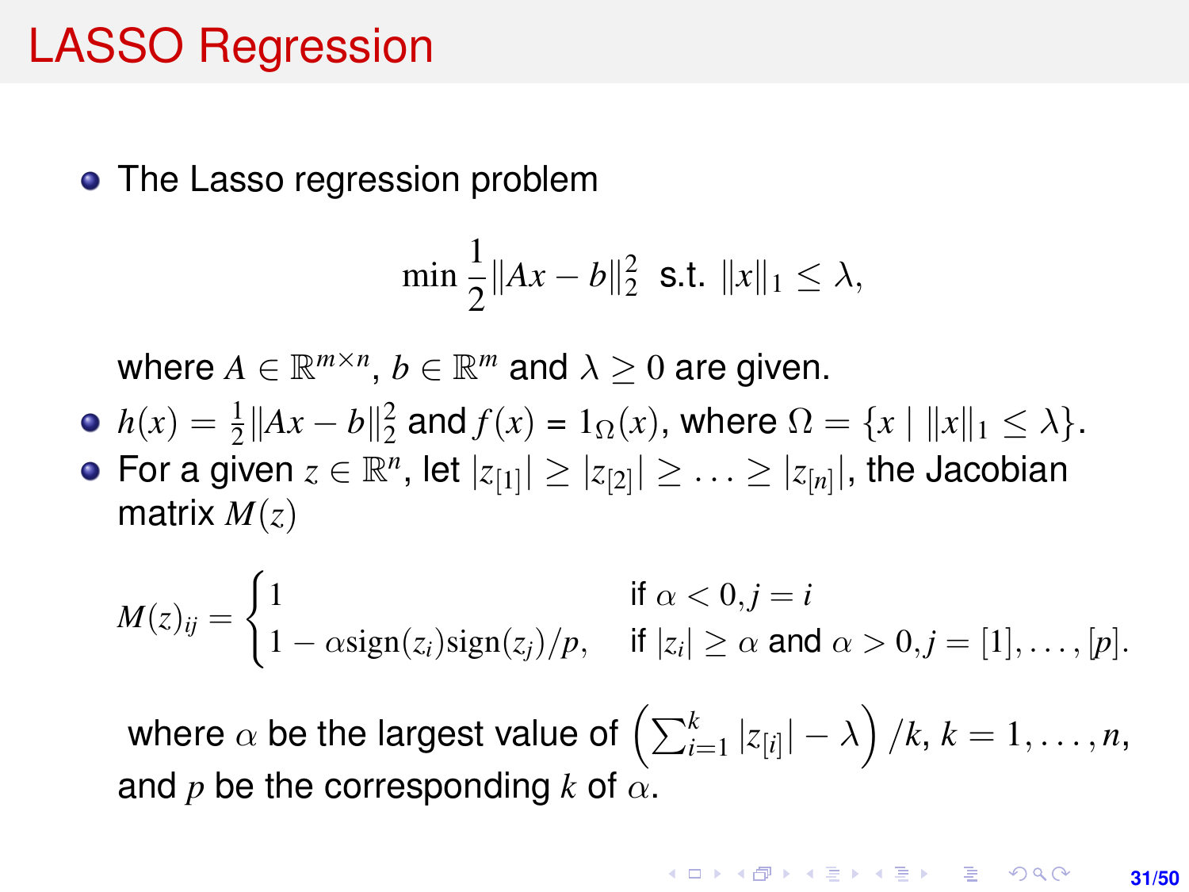# LASSO Regression

- The Lasso regression problem

$$\min \frac{1}{2}\|Ax - b\|_2^2 \text{ s.t. } \|x\|_1 \leq \lambda,$$

  where $A \in \mathbb{R}^{m\times n}$, $b \in \mathbb{R}^m$ and $\lambda \geq 0$ are given.

- $h(x) = \frac{1}{2}\|Ax - b\|_2^2$ and $f(x) = 1_\Omega(x)$, where $\Omega = \{x \mid \|x\|_1 \leq \lambda\}$.
- For a given $z \in \mathbb{R}^n$, let $|z_{[1]}| \geq |z_{[2]}| \geq \ldots \geq |z_{[n]}|$, the Jacobian matrix $M(z)$

$$M(z)_{ij} = \begin{cases} 1 & \text{if } \alpha < 0, j = i \\ 1 - \alpha \mathrm{sign}(z_i)\mathrm{sign}(z_j)/p, & \text{if } |z_i| \geq \alpha \text{ and } \alpha > 0, j = [1], \ldots, [p]. \end{cases}$$

  where $\alpha$ be the largest value of $\left(\sum_{i=1}^{k} |z_{[i]}| - \lambda\right)/k$, $k = 1, \ldots, n$, and $p$ be the corresponding $k$ of $\alpha$.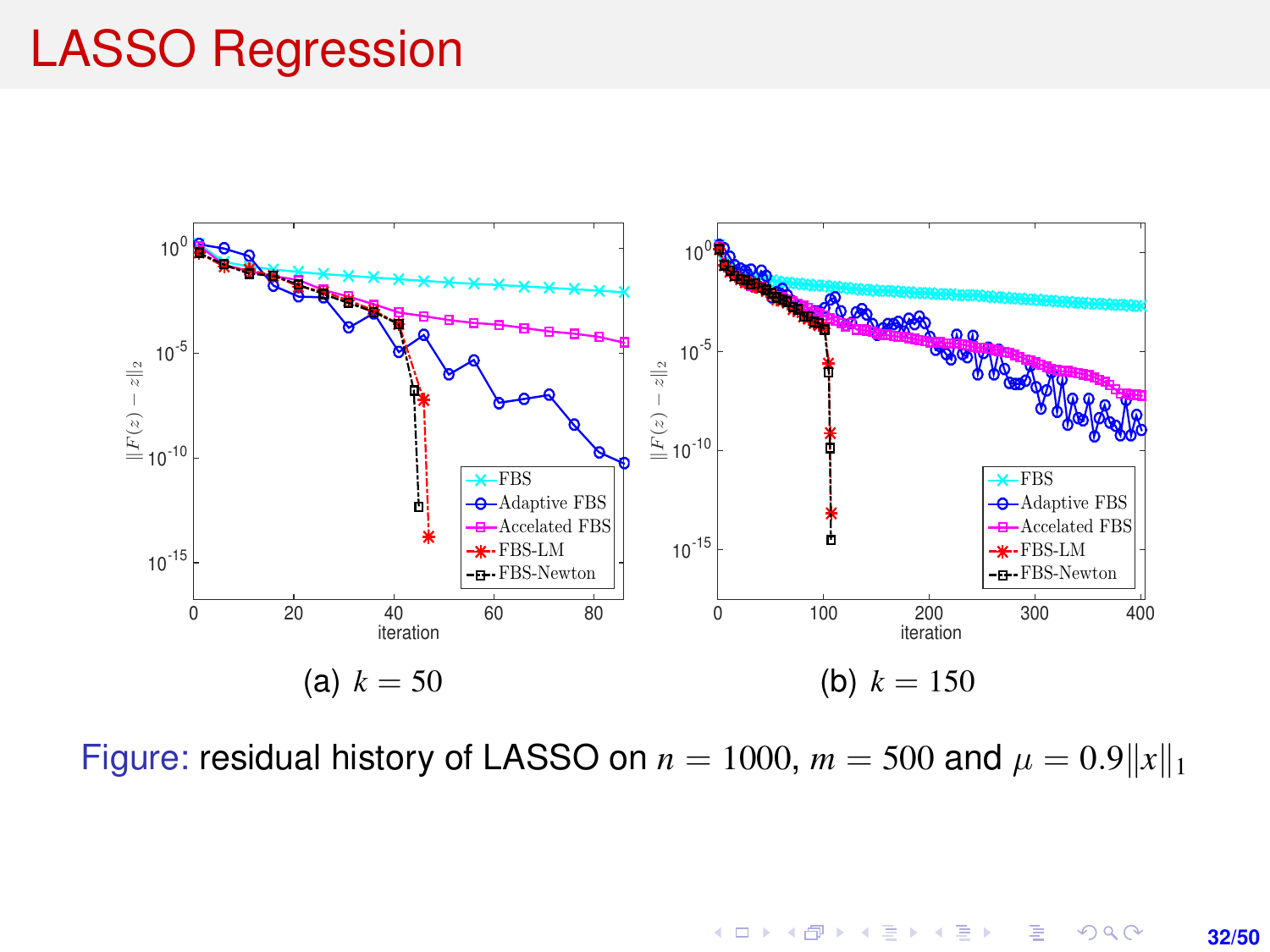# LASSO Regression

(a) $k = 50$

(b) $k = 150$

Figure: residual history of LASSO on $n = 1000$, $m = 500$ and $\mu = 0.9\|x\|_1$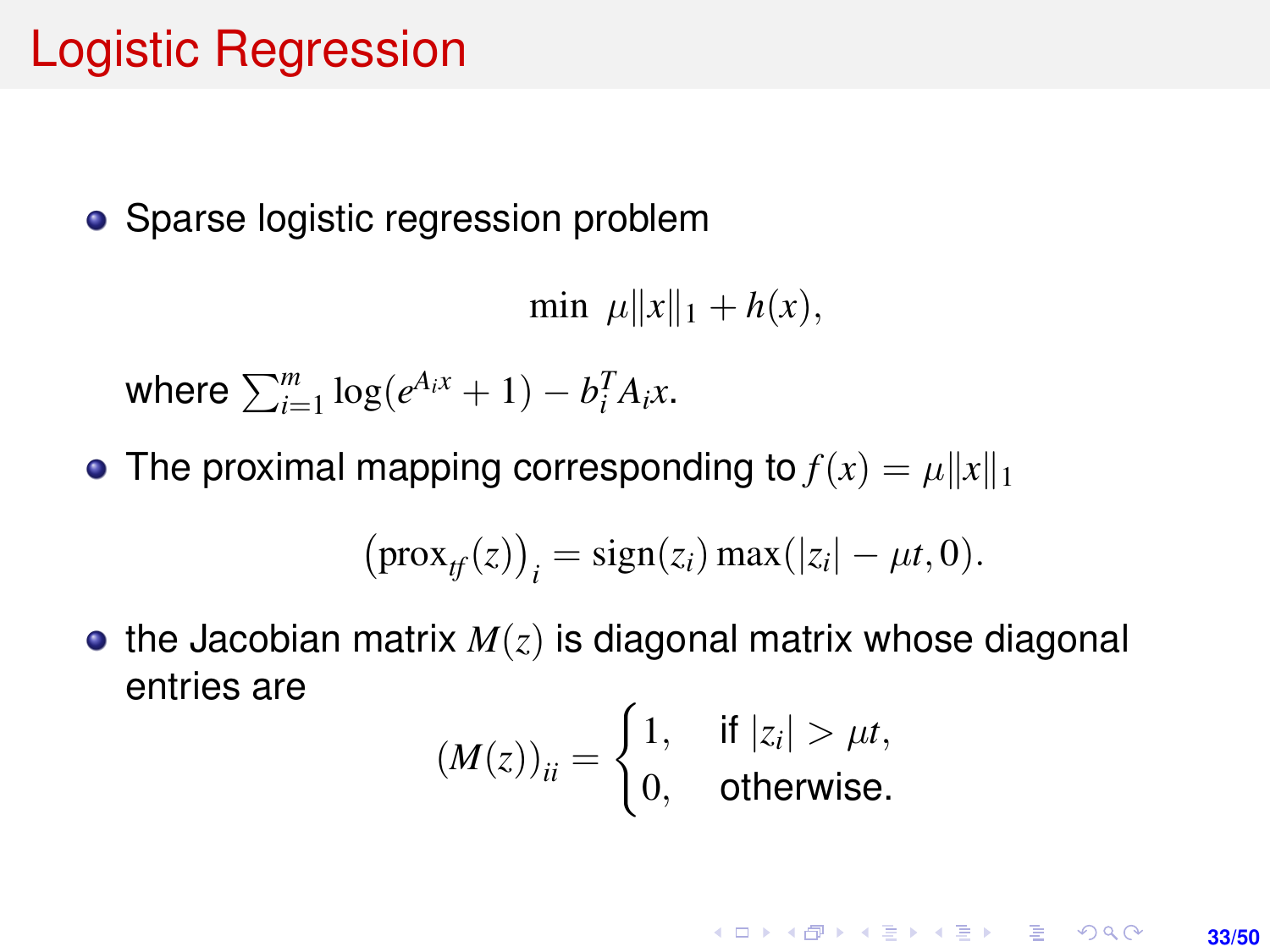# Logistic Regression

- Sparse logistic regression problem

$$\min \ \mu\|x\|_1 + h(x),$$

where $\sum_{i=1}^{m} \log(e^{A_i x} + 1) - b_i^T A_i x$.

- The proximal mapping corresponding to $f(x) = \mu\|x\|_1$

$$\left(\text{prox}_{tf}(z)\right)_i = \text{sign}(z_i) \max(|z_i| - \mu t, 0).$$

- the Jacobian matrix $M(z)$ is diagonal matrix whose diagonal entries are

$$(M(z))_{ii} = \begin{cases} 1, & \text{if } |z_i| > \mu t, \\ 0, & \text{otherwise.} \end{cases}$$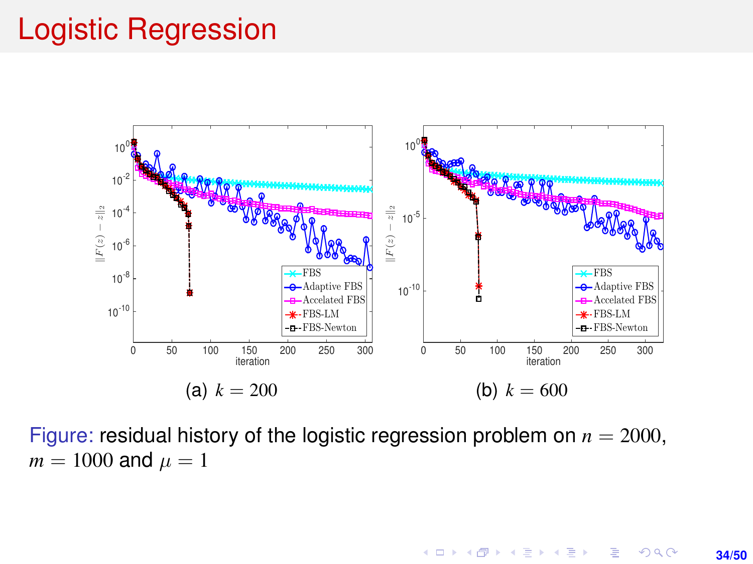# Logistic Regression

(a) $k = 200$

(b) $k = 600$

Figure: residual history of the logistic regression problem on $n = 2000$, $m = 1000$ and $\mu = 1$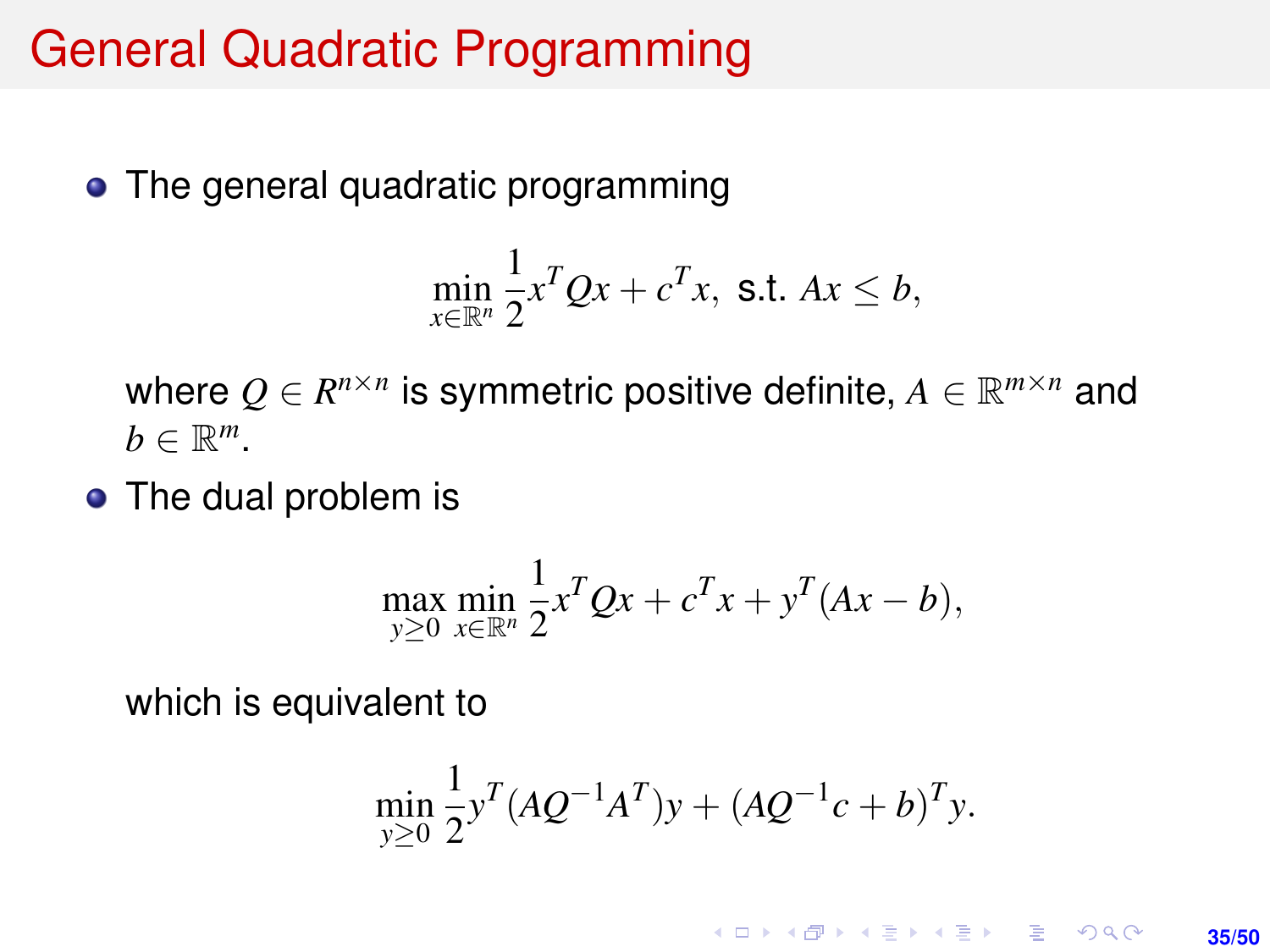# General Quadratic Programming

- The general quadratic programming

$$\min_{x\in\mathbb{R}^n} \frac{1}{2}x^T Qx + c^T x, \text{ s.t. } Ax \leq b,$$

  where $Q \in R^{n\times n}$ is symmetric positive definite, $A \in \mathbb{R}^{m\times n}$ and $b \in \mathbb{R}^m$.

- The dual problem is

$$\max_{y\geq 0} \min_{x\in\mathbb{R}^n} \frac{1}{2}x^T Qx + c^T x + y^T(Ax - b),$$

  which is equivalent to

$$\min_{y\geq 0} \frac{1}{2}y^T(AQ^{-1}A^T)y + (AQ^{-1}c + b)^T y.$$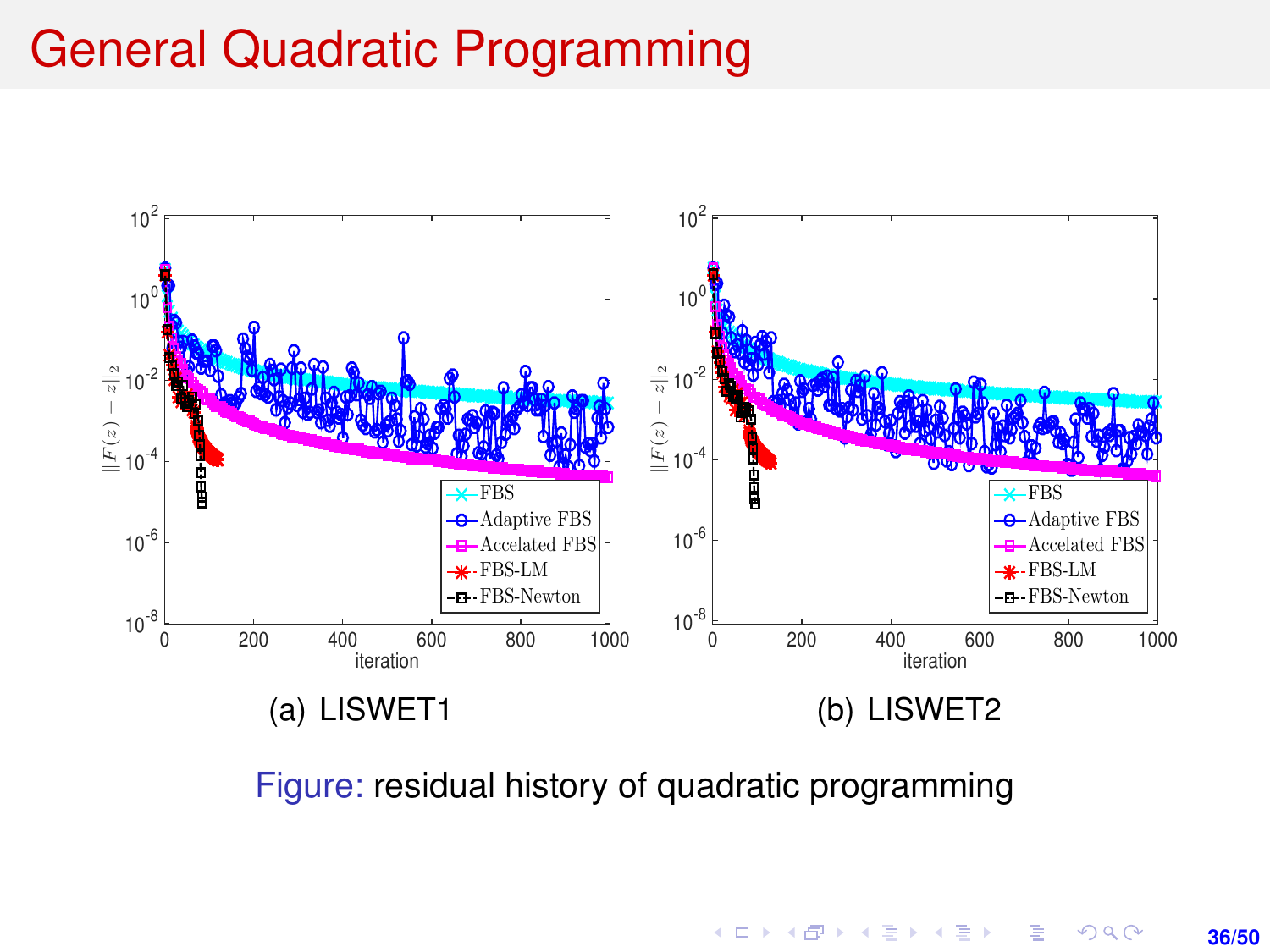# General Quadratic Programming

(a) LISWET1

(b) LISWET2

Figure: residual history of quadratic programming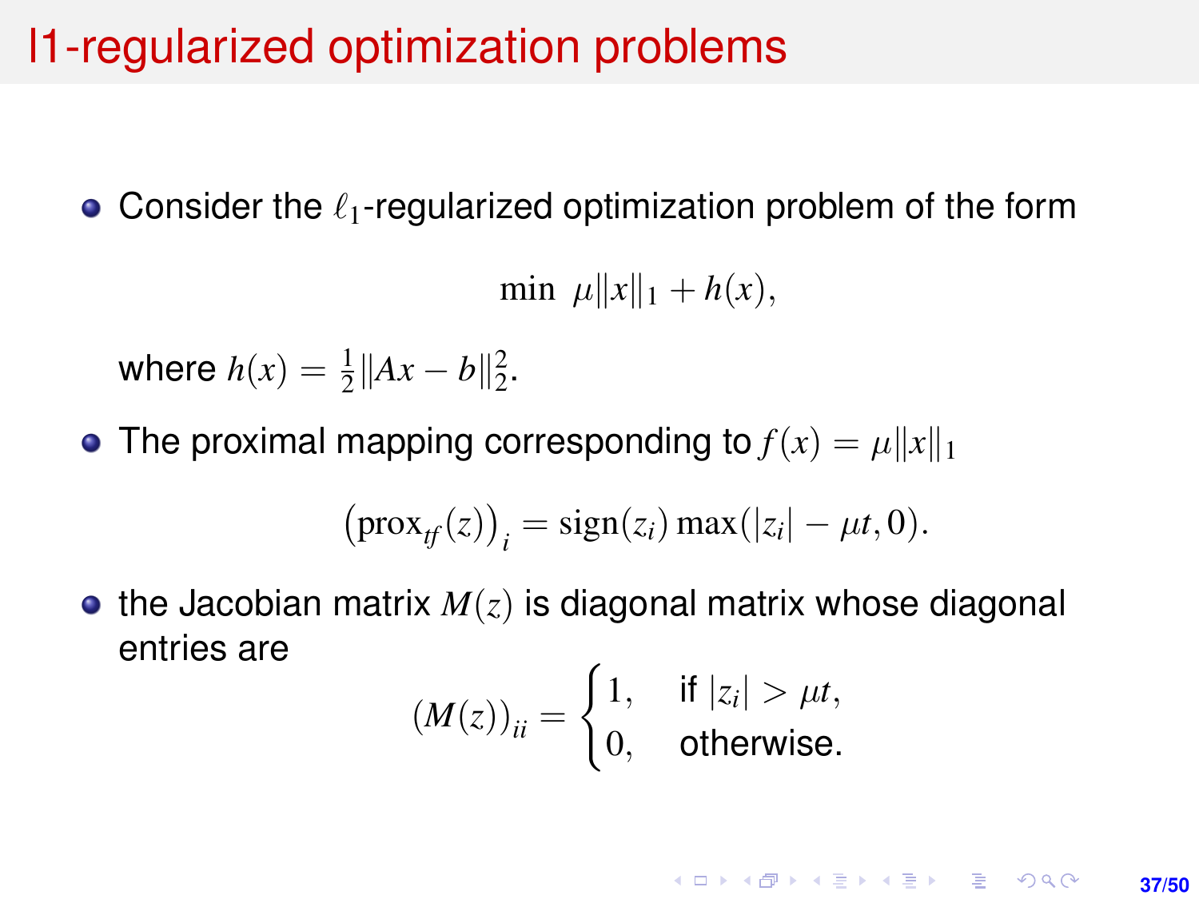# l1-regularized optimization problems

- Consider the $\ell_1$-regularized optimization problem of the form

$$\min \ \mu\|x\|_1 + h(x),$$

where $h(x) = \frac{1}{2}\|Ax - b\|_2^2$.

- The proximal mapping corresponding to $f(x) = \mu\|x\|_1$

$$\left(\text{prox}_{tf}(z)\right)_i = \text{sign}(z_i)\max(|z_i| - \mu t, 0).$$

- the Jacobian matrix $M(z)$ is diagonal matrix whose diagonal entries are

$$(M(z))_{ii} = \begin{cases} 1, & \text{if } |z_i| > \mu t, \\ 0, & \text{otherwise.} \end{cases}$$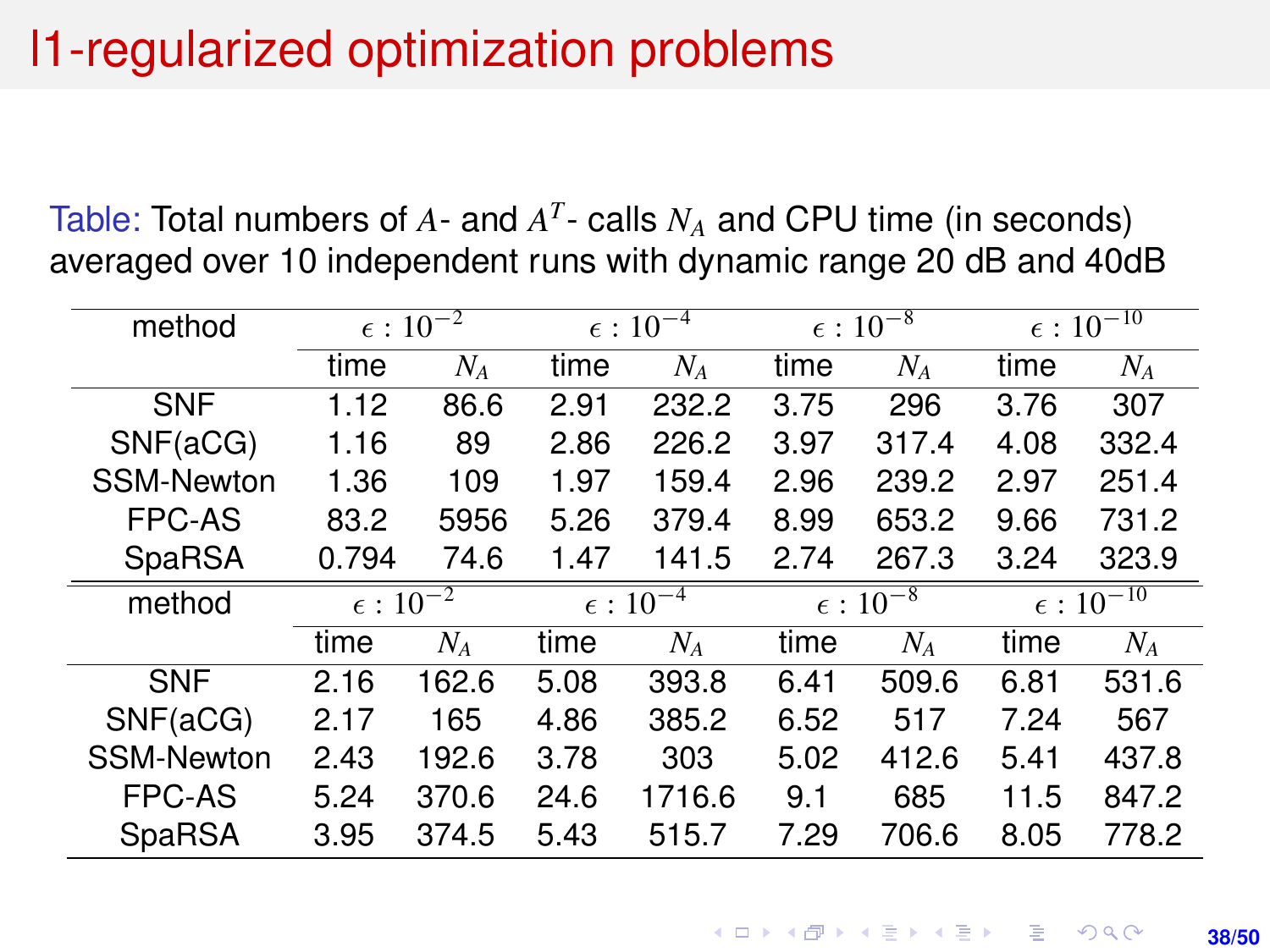# l1-regularized optimization problems

Table: Total numbers of $A$- and $A^T$- calls $N_A$ and CPU time (in seconds) averaged over 10 independent runs with dynamic range 20 dB and 40dB

| method | $\epsilon : 10^{-2}$ | | $\epsilon : 10^{-4}$ | | $\epsilon : 10^{-8}$ | | $\epsilon : 10^{-10}$ | |
|---|---|---|---|---|---|---|---|---|
| | time | $N_A$ | time | $N_A$ | time | $N_A$ | time | $N_A$ |
| SNF | 1.12 | 86.6 | 2.91 | 232.2 | 3.75 | 296 | 3.76 | 307 |
| SNF(aCG) | 1.16 | 89 | 2.86 | 226.2 | 3.97 | 317.4 | 4.08 | 332.4 |
| SSM-Newton | 1.36 | 109 | 1.97 | 159.4 | 2.96 | 239.2 | 2.97 | 251.4 |
| FPC-AS | 83.2 | 5956 | 5.26 | 379.4 | 8.99 | 653.2 | 9.66 | 731.2 |
| SpaRSA | 0.794 | 74.6 | 1.47 | 141.5 | 2.74 | 267.3 | 3.24 | 323.9 |

| method | $\epsilon : 10^{-2}$ | | $\epsilon : 10^{-4}$ | | $\epsilon : 10^{-8}$ | | $\epsilon : 10^{-10}$ | |
|---|---|---|---|---|---|---|---|---|
| | time | $N_A$ | time | $N_A$ | time | $N_A$ | time | $N_A$ |
| SNF | 2.16 | 162.6 | 5.08 | 393.8 | 6.41 | 509.6 | 6.81 | 531.6 |
| SNF(aCG) | 2.17 | 165 | 4.86 | 385.2 | 6.52 | 517 | 7.24 | 567 |
| SSM-Newton | 2.43 | 192.6 | 3.78 | 303 | 5.02 | 412.6 | 5.41 | 437.8 |
| FPC-AS | 5.24 | 370.6 | 24.6 | 1716.6 | 9.1 | 685 | 11.5 | 847.2 |
| SpaRSA | 3.95 | 374.5 | 5.43 | 515.7 | 7.29 | 706.6 | 8.05 | 778.2 |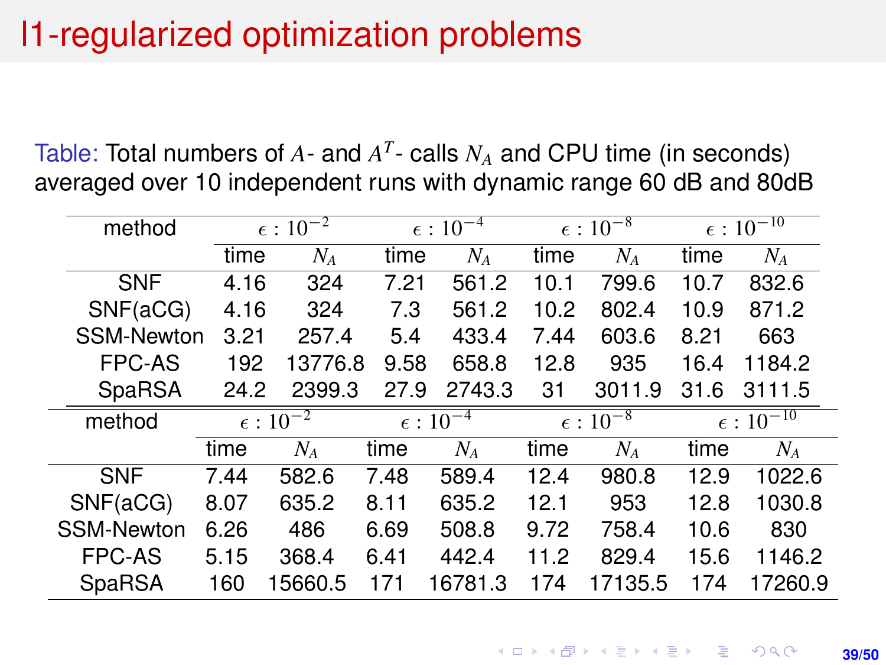# l1-regularized optimization problems

Table: Total numbers of $A$- and $A^T$- calls $N_A$ and CPU time (in seconds) averaged over 10 independent runs with dynamic range 60 dB and 80dB

| method | $\epsilon : 10^{-2}$ | | $\epsilon : 10^{-4}$ | | $\epsilon : 10^{-8}$ | | $\epsilon : 10^{-10}$ | |
|---|---|---|---|---|---|---|---|---|
| | time | $N_A$ | time | $N_A$ | time | $N_A$ | time | $N_A$ |
| SNF | 4.16 | 324 | 7.21 | 561.2 | 10.1 | 799.6 | 10.7 | 832.6 |
| SNF(aCG) | 4.16 | 324 | 7.3 | 561.2 | 10.2 | 802.4 | 10.9 | 871.2 |
| SSM-Newton | 3.21 | 257.4 | 5.4 | 433.4 | 7.44 | 603.6 | 8.21 | 663 |
| FPC-AS | 192 | 13776.8 | 9.58 | 658.8 | 12.8 | 935 | 16.4 | 1184.2 |
| SpaRSA | 24.2 | 2399.3 | 27.9 | 2743.3 | 31 | 3011.9 | 31.6 | 3111.5 |

| method | $\epsilon : 10^{-2}$ | | $\epsilon : 10^{-4}$ | | $\epsilon : 10^{-8}$ | | $\epsilon : 10^{-10}$ | |
|---|---|---|---|---|---|---|---|---|
| | time | $N_A$ | time | $N_A$ | time | $N_A$ | time | $N_A$ |
| SNF | 7.44 | 582.6 | 7.48 | 589.4 | 12.4 | 980.8 | 12.9 | 1022.6 |
| SNF(aCG) | 8.07 | 635.2 | 8.11 | 635.2 | 12.1 | 953 | 12.8 | 1030.8 |
| SSM-Newton | 6.26 | 486 | 6.69 | 508.8 | 9.72 | 758.4 | 10.6 | 830 |
| FPC-AS | 5.15 | 368.4 | 6.41 | 442.4 | 11.2 | 829.4 | 15.6 | 1146.2 |
| SpaRSA | 160 | 15660.5 | 171 | 16781.3 | 174 | 17135.5 | 174 | 17260.9 |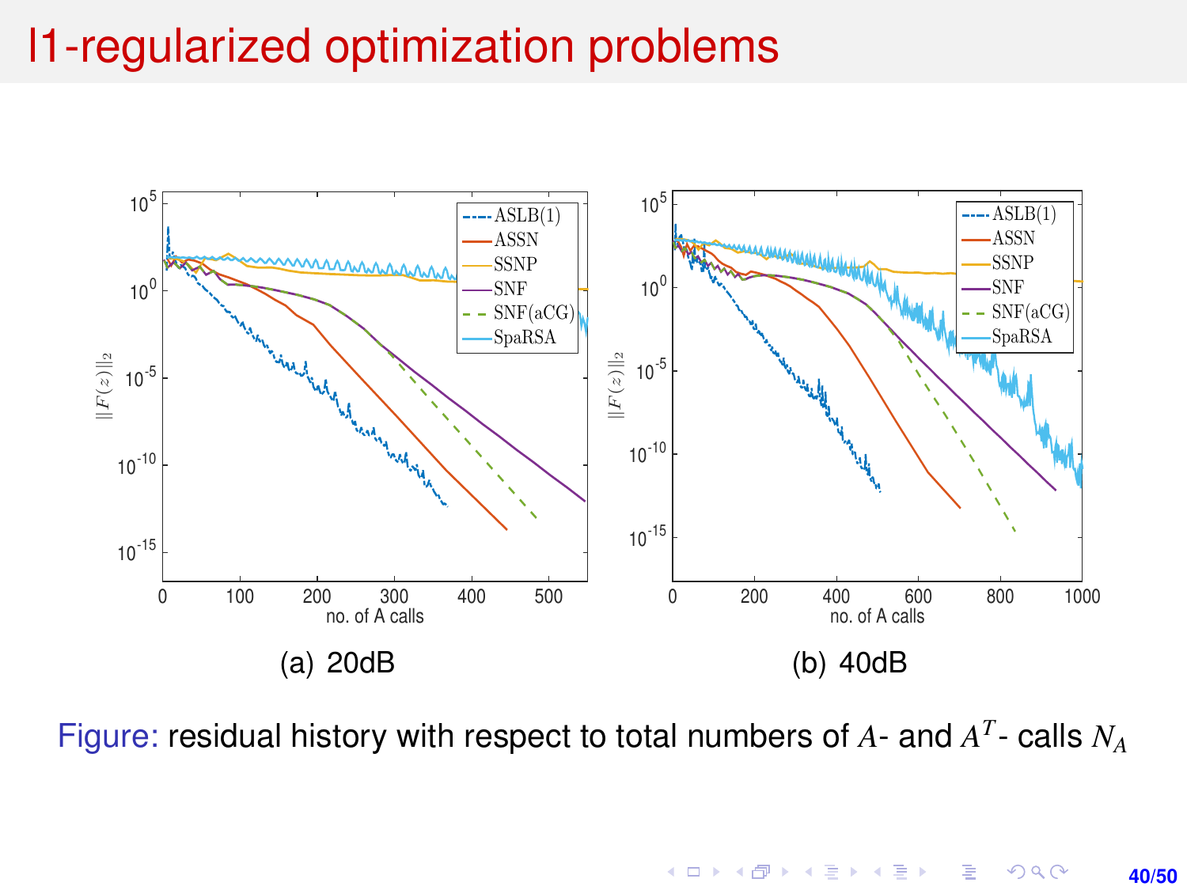# l1-regularized optimization problems

(a) 20dB

(b) 40dB

Figure: residual history with respect to total numbers of $A$- and $A^T$- calls $N_A$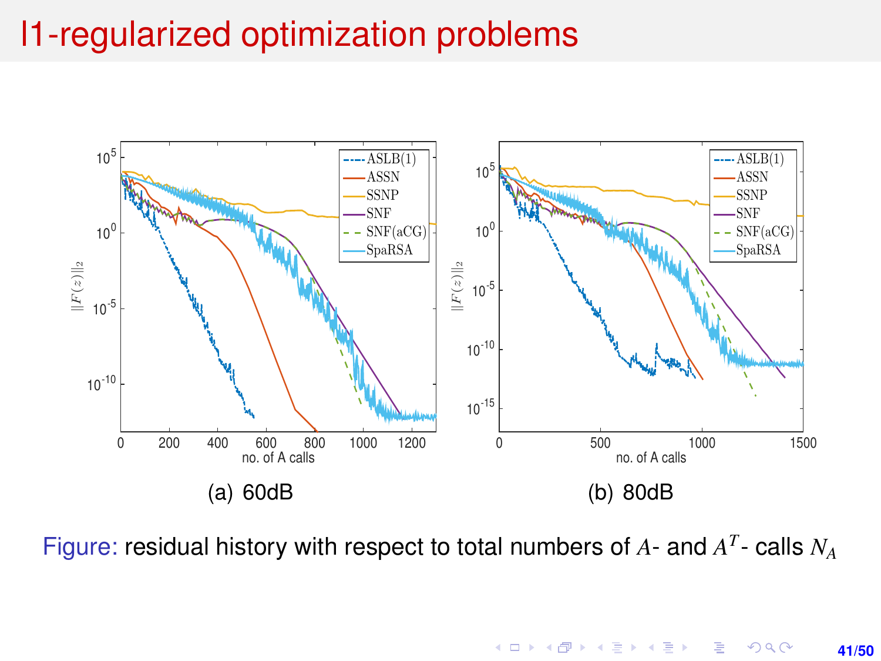# l1-regularized optimization problems

(a) 60dB

(b) 80dB

Figure: residual history with respect to total numbers of $A$- and $A^T$- calls $N_A$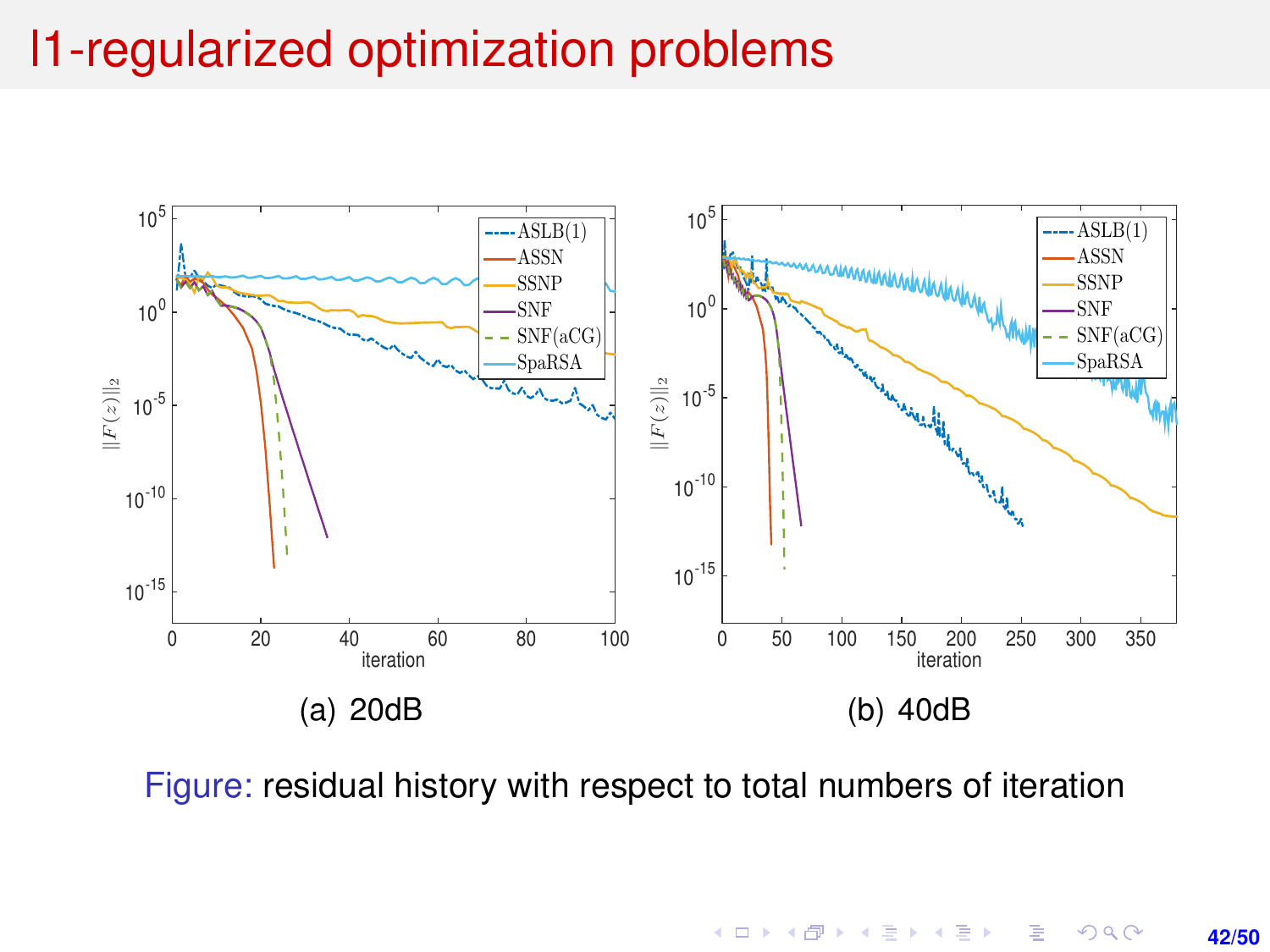# l1-regularized optimization problems

(a) 20dB

(b) 40dB

Figure: residual history with respect to total numbers of iteration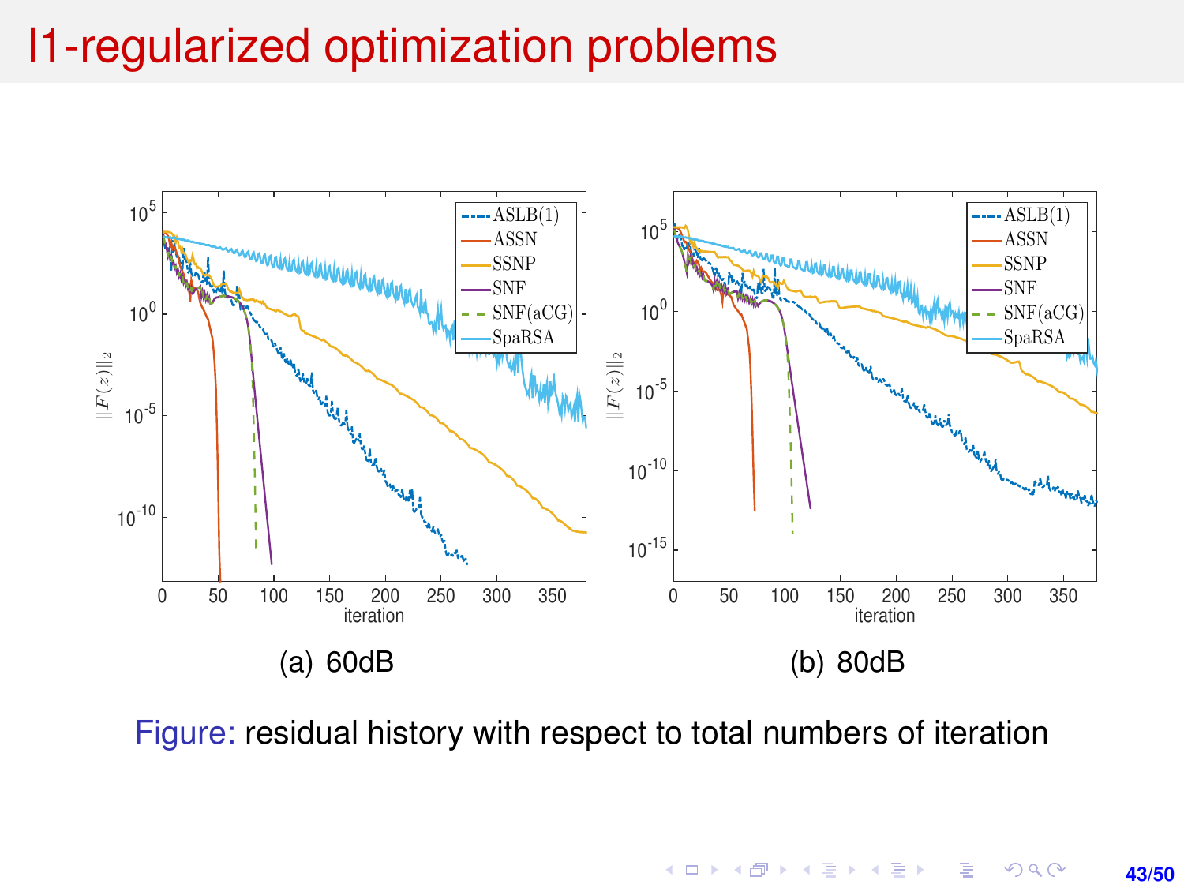# l1-regularized optimization problems

(a) 60dB

(b) 80dB

Figure: residual history with respect to total numbers of iteration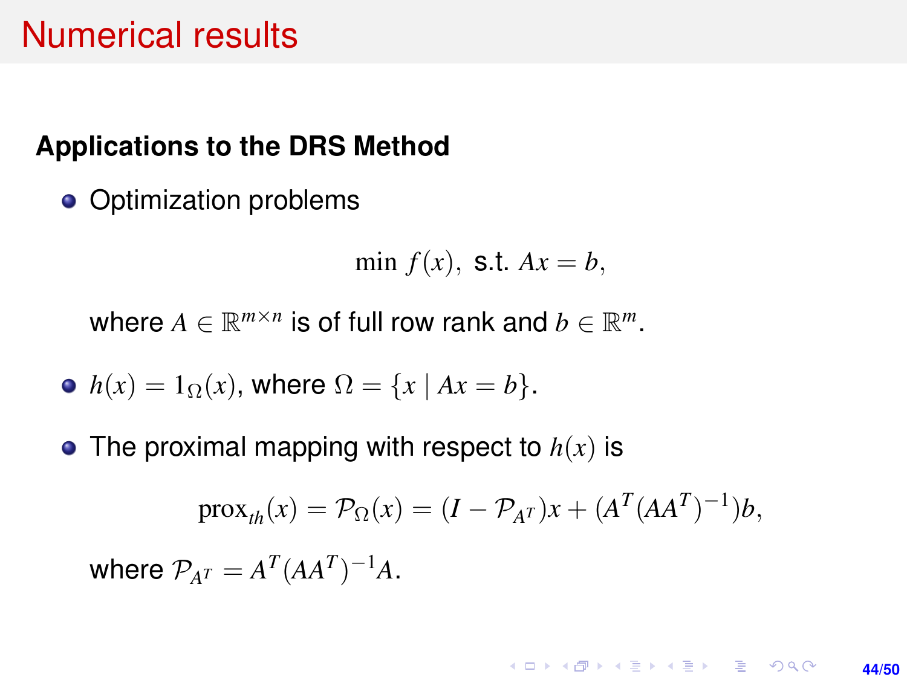# Numerical results

### Applications to the DRS Method

- Optimization problems

$$\min f(x), \text{ s.t. } Ax = b,$$

  where $A \in \mathbb{R}^{m\times n}$ is of full row rank and $b \in \mathbb{R}^m$.

- $h(x) = 1_\Omega(x)$, where $\Omega = \{x \mid Ax = b\}$.
- The proximal mapping with respect to $h(x)$ is

$$\text{prox}_{th}(x) = \mathcal{P}_\Omega(x) = (I - \mathcal{P}_{A^T})x + (A^T(AA^T)^{-1})b,$$

  where $\mathcal{P}_{A^T} = A^T(AA^T)^{-1}A$.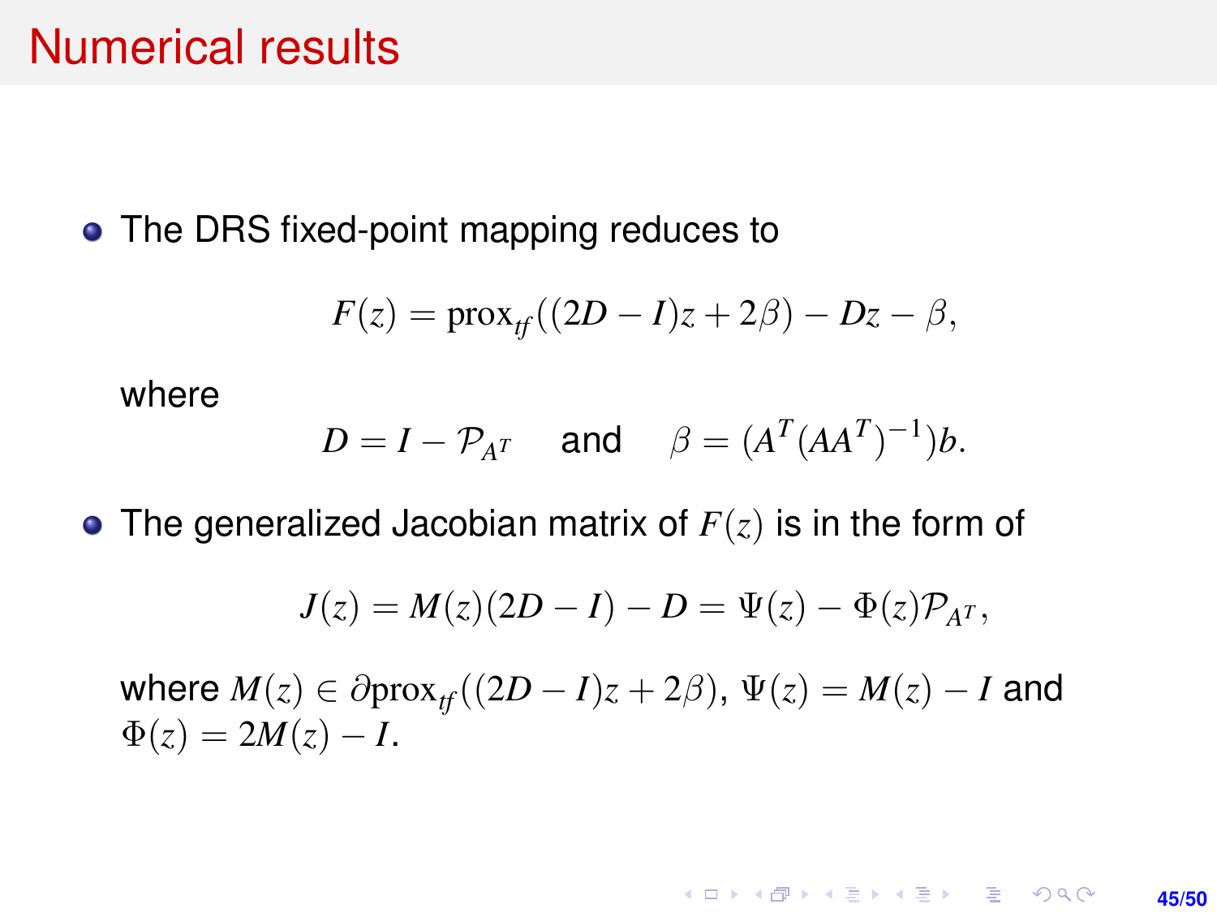# Numerical results

- The DRS fixed-point mapping reduces to

$$F(z) = \mathrm{prox}_{tf}((2D - I)z + 2\beta) - Dz - \beta,$$

where

$$D = I - \mathcal{P}_{A^T} \quad \text{and} \quad \beta = (A^T(AA^T)^{-1})b.$$

- The generalized Jacobian matrix of $F(z)$ is in the form of

$$J(z) = M(z)(2D - I) - D = \Psi(z) - \Phi(z)\mathcal{P}_{A^T},$$

where $M(z) \in \partial \mathrm{prox}_{tf}((2D - I)z + 2\beta)$, $\Psi(z) = M(z) - I$ and $\Phi(z) = 2M(z) - I$.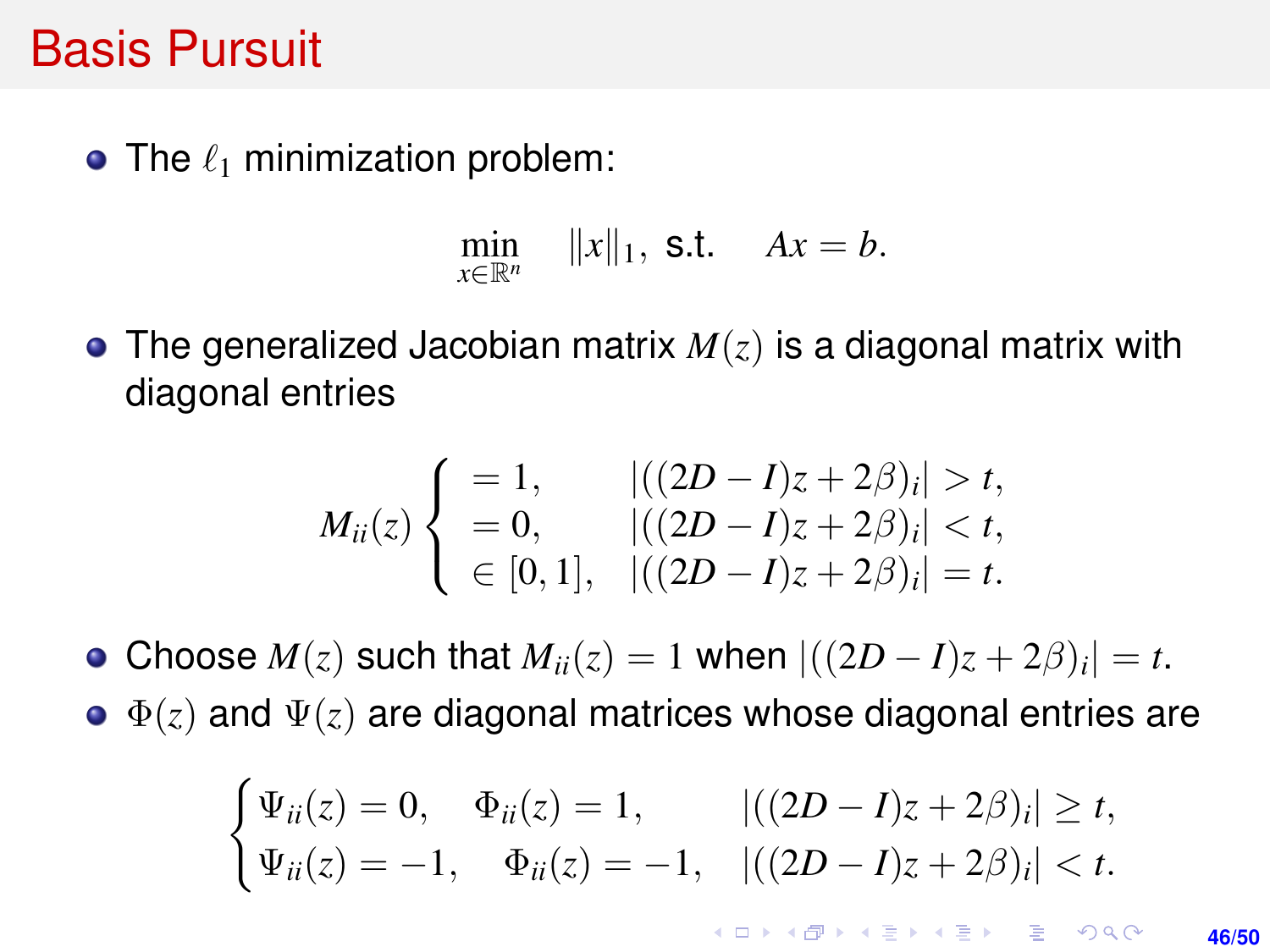# Basis Pursuit

- The $\ell_1$ minimization problem:

$$\min_{x \in \mathbb{R}^n} \quad \|x\|_1, \ \text{s.t.} \quad Ax = b.$$

- The generalized Jacobian matrix $M(z)$ is a diagonal matrix with diagonal entries

$$M_{ii}(z) \begin{cases} = 1, & |((2D - I)z + 2\beta)_i| > t, \\ = 0, & |((2D - I)z + 2\beta)_i| < t, \\ \in [0, 1], & |((2D - I)z + 2\beta)_i| = t. \end{cases}$$

- Choose $M(z)$ such that $M_{ii}(z) = 1$ when $|((2D - I)z + 2\beta)_i| = t$.
- $\Phi(z)$ and $\Psi(z)$ are diagonal matrices whose diagonal entries are

$$\begin{cases} \Psi_{ii}(z) = 0, \quad \Phi_{ii}(z) = 1, & |((2D - I)z + 2\beta)_i| \geq t, \\ \Psi_{ii}(z) = -1, \quad \Phi_{ii}(z) = -1, & |((2D - I)z + 2\beta)_i| < t. \end{cases}$$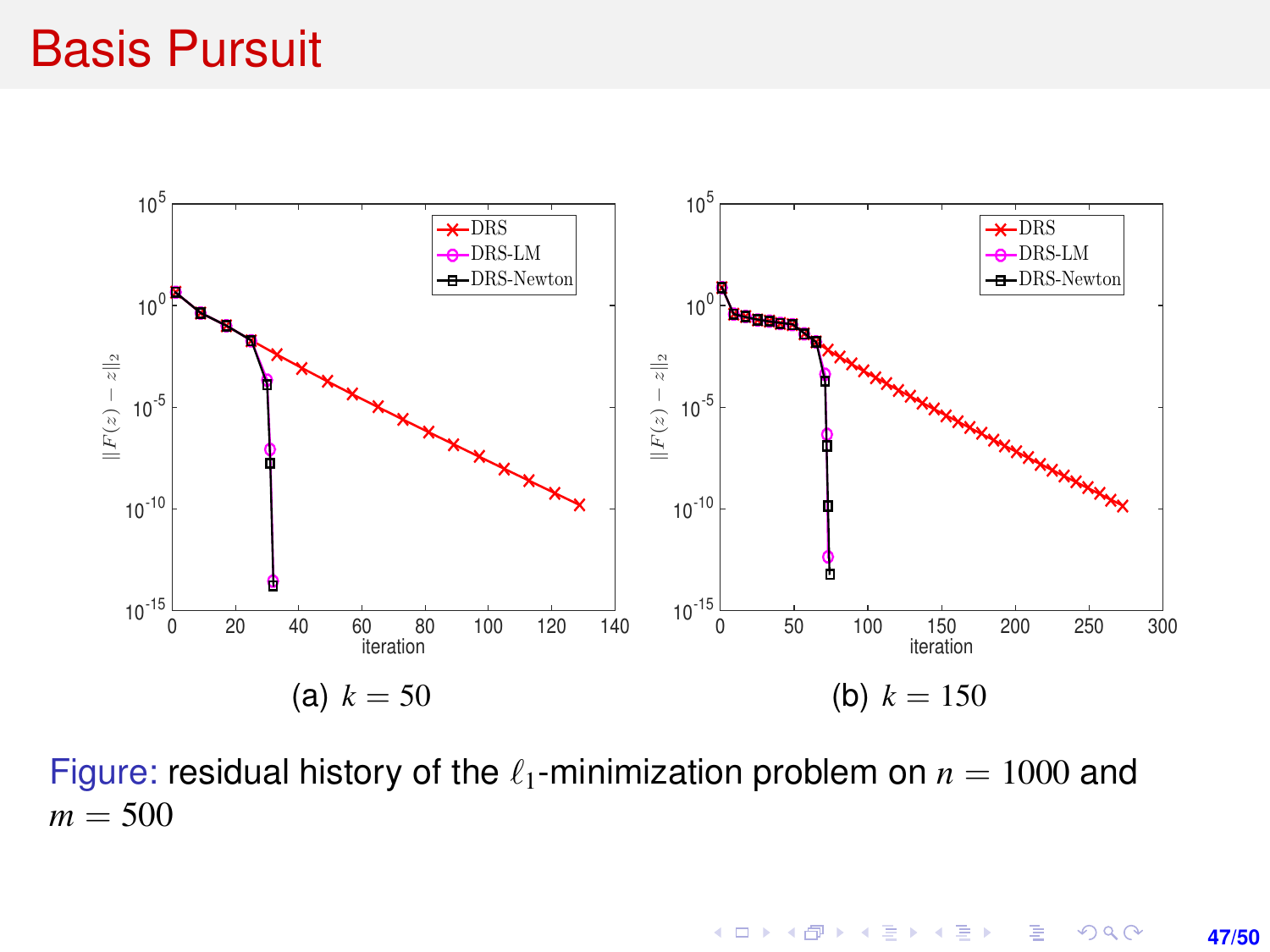# Basis Pursuit

(a) $k = 50$

(b) $k = 150$

Figure: residual history of the $\ell_1$-minimization problem on $n = 1000$ and $m = 500$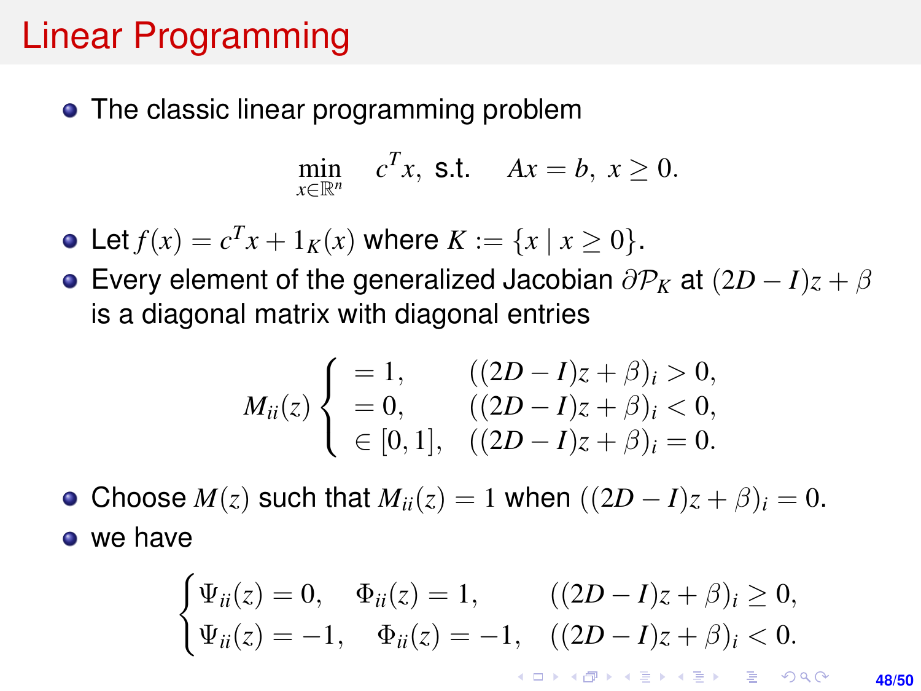# Linear Programming

- The classic linear programming problem

$$\min_{x\in\mathbb{R}^n} \quad c^T x, \text{ s.t.} \quad Ax = b, \; x \geq 0.$$

- Let $f(x) = c^T x + 1_K(x)$ where $K := \{x \mid x \geq 0\}$.
- Every element of the generalized Jacobian $\partial \mathcal{P}_K$ at $(2D - I)z + \beta$ is a diagonal matrix with diagonal entries

$$M_{ii}(z) \begin{cases} = 1, & ((2D-I)z+\beta)_i > 0, \\ = 0, & ((2D-I)z+\beta)_i < 0, \\ \in [0,1], & ((2D-I)z+\beta)_i = 0. \end{cases}$$

- Choose $M(z)$ such that $M_{ii}(z) = 1$ when $((2D - I)z + \beta)_i = 0$.
- we have

$$\begin{cases} \Psi_{ii}(z) = 0, \quad \Phi_{ii}(z) = 1, & ((2D-I)z+\beta)_i \geq 0, \\ \Psi_{ii}(z) = -1, \quad \Phi_{ii}(z) = -1, & ((2D-I)z+\beta)_i < 0. \end{cases}$$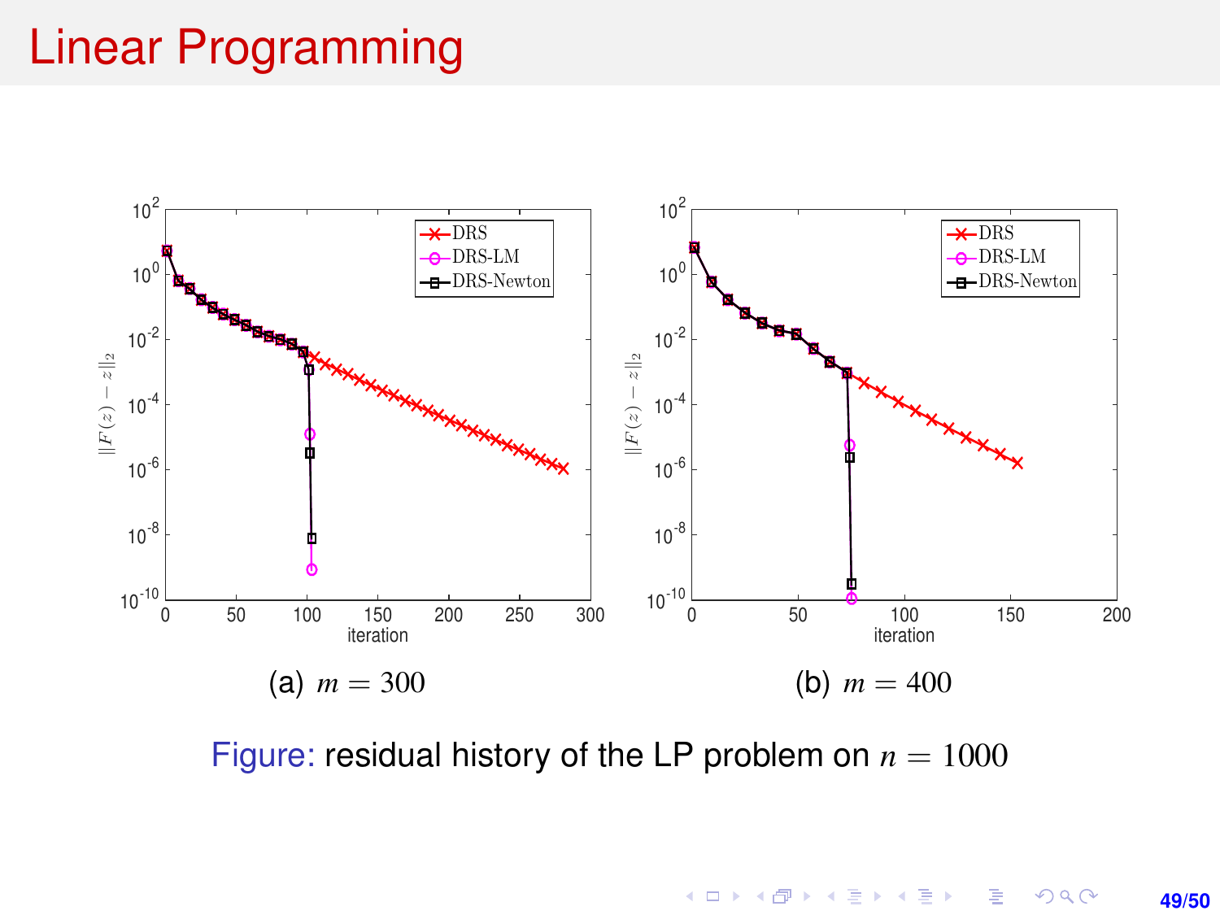# Linear Programming

(a) $m = 300$

(b) $m = 400$

Figure: residual history of the LP problem on $n = 1000$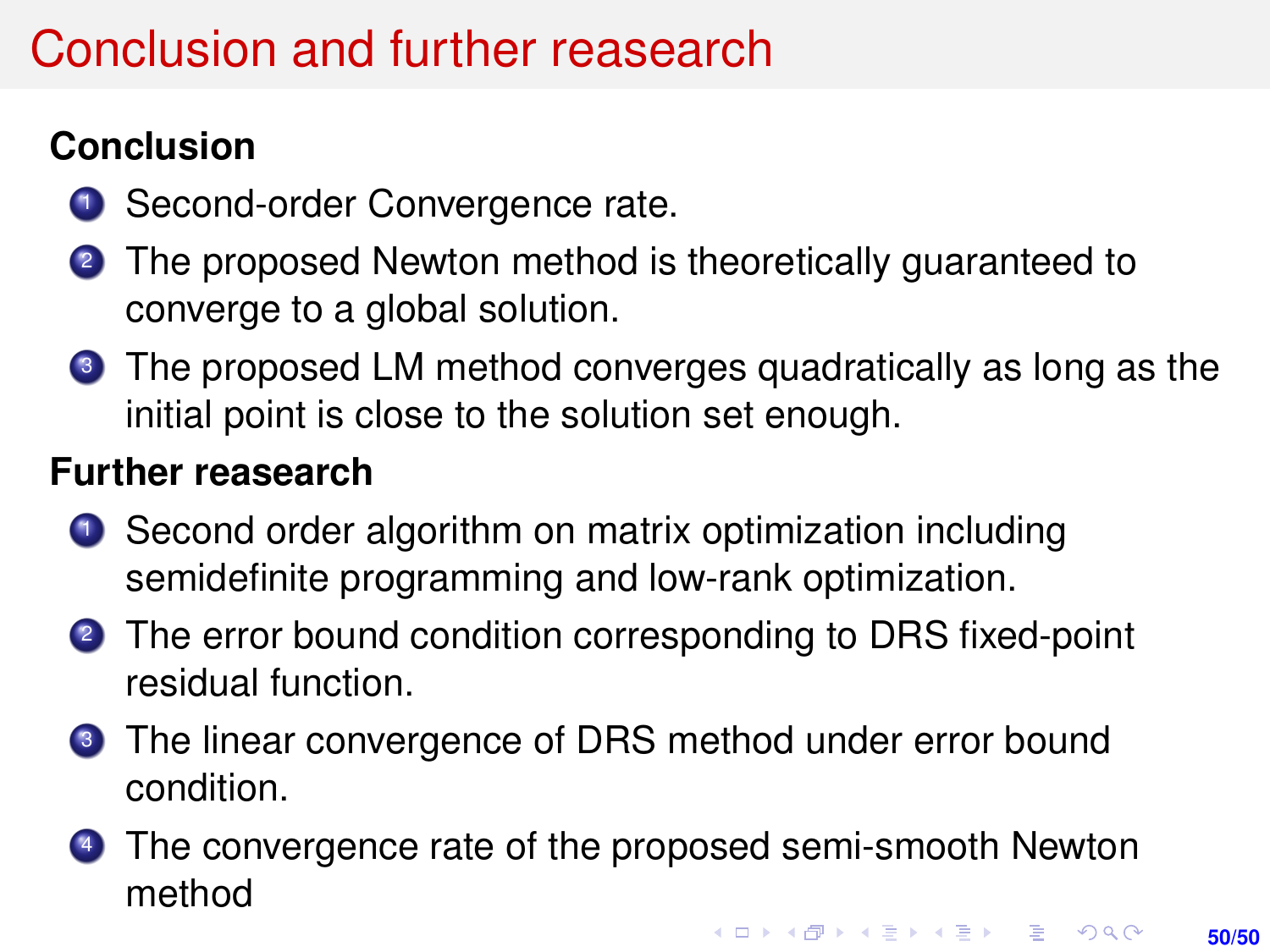# Conclusion and further reasearch

### Conclusion

1. Second-order Convergence rate.
2. The proposed Newton method is theoretically guaranteed to converge to a global solution.
3. The proposed LM method converges quadratically as long as the initial point is close to the solution set enough.

### Further reasearch

1. Second order algorithm on matrix optimization including semidefinite programming and low-rank optimization.
2. The error bound condition corresponding to DRS fixed-point residual function.
3. The linear convergence of DRS method under error bound condition.
4. The convergence rate of the proposed semi-smooth Newton method